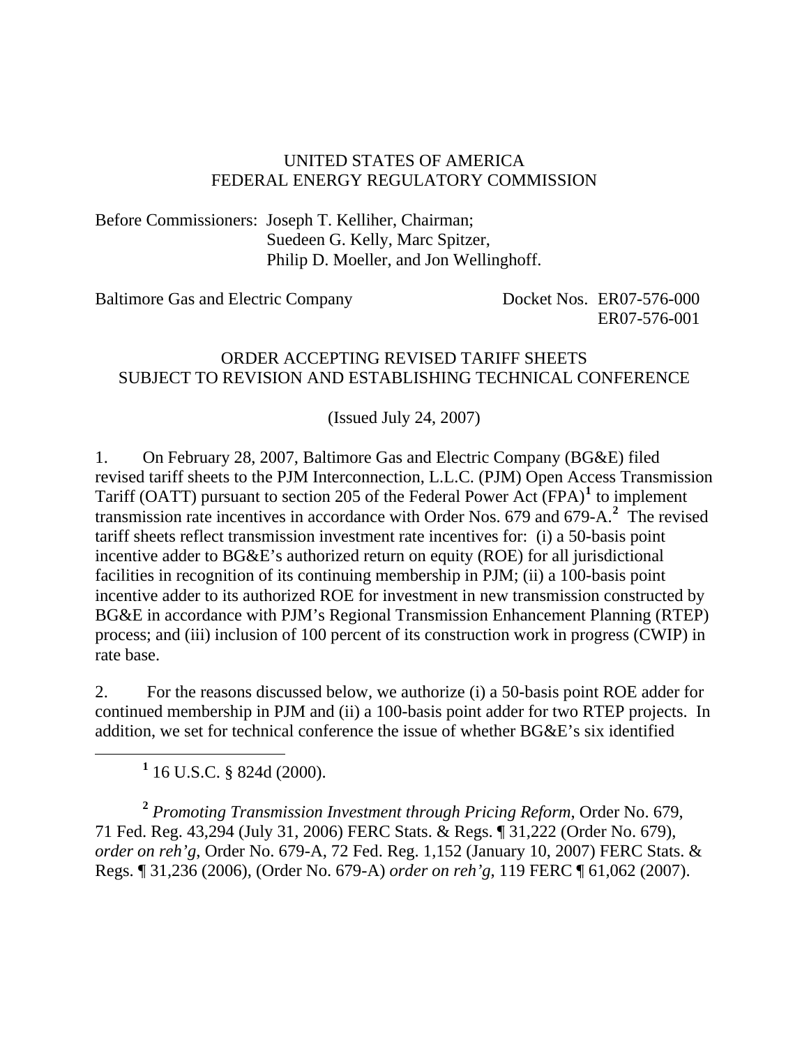UNITED STATES OF AMERICA
FEDERAL ENERGY REGULATORY COMMISSION

Before Commissioners: Joseph T. Kelliher, Chairman;
Suedeen G. Kelly, Marc Spitzer,
Philip D. Moeller, and Jon Wellinghoff.

Baltimore Gas and Electric Company Docket Nos. ER07-576-000
ER07-576-001

ORDER ACCEPTING REVISED TARIFF SHEETS
SUBJECT TO REVISION AND ESTABLISHING TECHNICAL CONFERENCE

(Issued July 24, 2007)

1. On February 28, 2007, Baltimore Gas and Electric Company (BG&E) filed revised tariff sheets to the PJM Interconnection, L.L.C. (PJM) Open Access Transmission Tariff (OATT) pursuant to section 205 of the Federal Power Act (FPA)[1] to implement transmission rate incentives in accordance with Order Nos. 679 and 679-A.[2] The revised tariff sheets reflect transmission investment rate incentives for: (i) a 50-basis point incentive adder to BG&E's authorized return on equity (ROE) for all jurisdictional facilities in recognition of its continuing membership in PJM; (ii) a 100-basis point incentive adder to its authorized ROE for investment in new transmission constructed by BG&E in accordance with PJM's Regional Transmission Enhancement Planning (RTEP) process; and (iii) inclusion of 100 percent of its construction work in progress (CWIP) in rate base.

2. For the reasons discussed below, we authorize (i) a 50-basis point ROE adder for continued membership in PJM and (ii) a 100-basis point adder for two RTEP projects. In addition, we set for technical conference the issue of whether BG&E's six identified

[1] 16 U.S.C. § 824d (2000).

[2] *Promoting Transmission Investment through Pricing Reform*, Order No. 679, 71 Fed. Reg. 43,294 (July 31, 2006) FERC Stats. & Regs. ¶ 31,222 (Order No. 679), *order on reh'g*, Order No. 679-A, 72 Fed. Reg. 1,152 (January 10, 2007) FERC Stats. & Regs. ¶ 31,236 (2006), (Order No. 679-A) *order on reh'g*, 119 FERC ¶ 61,062 (2007).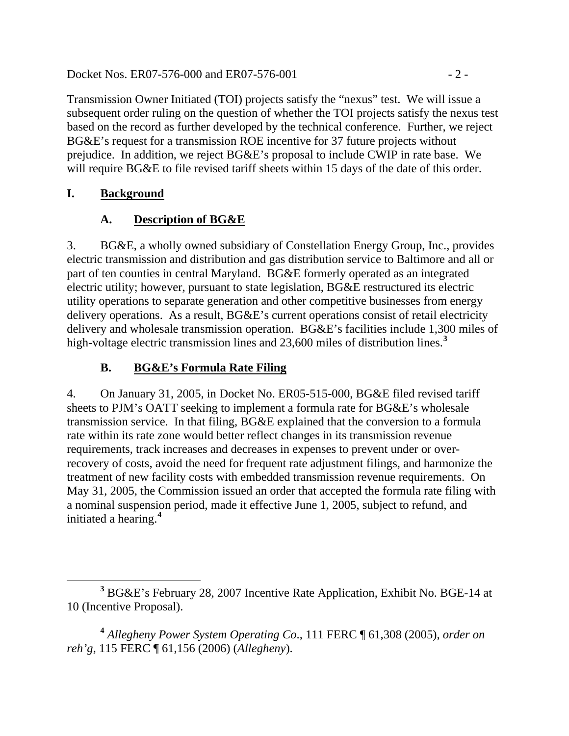Transmission Owner Initiated (TOI) projects satisfy the "nexus" test. We will issue a subsequent order ruling on the question of whether the TOI projects satisfy the nexus test based on the record as further developed by the technical conference. Further, we reject BG&E's request for a transmission ROE incentive for 37 future projects without prejudice. In addition, we reject BG&E's proposal to include CWIP in rate base. We will require BG&E to file revised tariff sheets within 15 days of the date of this order.

## I. Background

### A. Description of BG&E

3. BG&E, a wholly owned subsidiary of Constellation Energy Group, Inc., provides electric transmission and distribution and gas distribution service to Baltimore and all or part of ten counties in central Maryland. BG&E formerly operated as an integrated electric utility; however, pursuant to state legislation, BG&E restructured its electric utility operations to separate generation and other competitive businesses from energy delivery operations. As a result, BG&E's current operations consist of retail electricity delivery and wholesale transmission operation. BG&E's facilities include 1,300 miles of high-voltage electric transmission lines and 23,600 miles of distribution lines.[3]

### B. BG&E's Formula Rate Filing

4. On January 31, 2005, in Docket No. ER05-515-000, BG&E filed revised tariff sheets to PJM's OATT seeking to implement a formula rate for BG&E's wholesale transmission service. In that filing, BG&E explained that the conversion to a formula rate within its rate zone would better reflect changes in its transmission revenue requirements, track increases and decreases in expenses to prevent under or over-recovery of costs, avoid the need for frequent rate adjustment filings, and harmonize the treatment of new facility costs with embedded transmission revenue requirements. On May 31, 2005, the Commission issued an order that accepted the formula rate filing with a nominal suspension period, made it effective June 1, 2005, subject to refund, and initiated a hearing.[4]

---

[3] BG&E's February 28, 2007 Incentive Rate Application, Exhibit No. BGE-14 at 10 (Incentive Proposal).

[4] *Allegheny Power System Operating Co.*, 111 FERC ¶ 61,308 (2005), *order on reh'g*, 115 FERC ¶ 61,156 (2006) (*Allegheny*).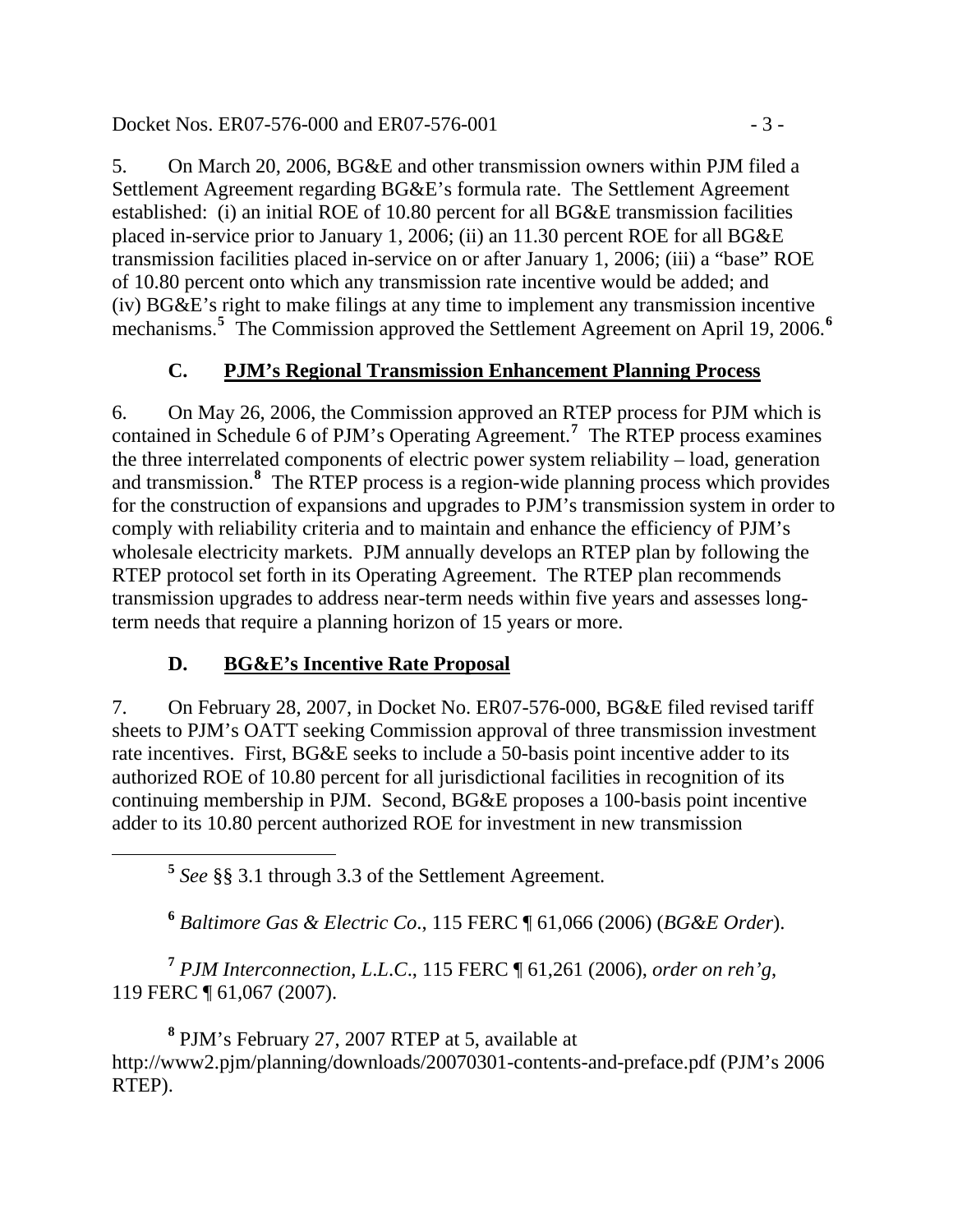5. On March 20, 2006, BG&E and other transmission owners within PJM filed a Settlement Agreement regarding BG&E's formula rate. The Settlement Agreement established: (i) an initial ROE of 10.80 percent for all BG&E transmission facilities placed in-service prior to January 1, 2006; (ii) an 11.30 percent ROE for all BG&E transmission facilities placed in-service on or after January 1, 2006; (iii) a "base" ROE of 10.80 percent onto which any transmission rate incentive would be added; and (iv) BG&E's right to make filings at any time to implement any transmission incentive mechanisms.[5] The Commission approved the Settlement Agreement on April 19, 2006.[6]

### C. PJM's Regional Transmission Enhancement Planning Process

6. On May 26, 2006, the Commission approved an RTEP process for PJM which is contained in Schedule 6 of PJM's Operating Agreement.[7] The RTEP process examines the three interrelated components of electric power system reliability – load, generation and transmission.[8] The RTEP process is a region-wide planning process which provides for the construction of expansions and upgrades to PJM's transmission system in order to comply with reliability criteria and to maintain and enhance the efficiency of PJM's wholesale electricity markets. PJM annually develops an RTEP plan by following the RTEP protocol set forth in its Operating Agreement. The RTEP plan recommends transmission upgrades to address near-term needs within five years and assesses long-term needs that require a planning horizon of 15 years or more.

### D. BG&E's Incentive Rate Proposal

7. On February 28, 2007, in Docket No. ER07-576-000, BG&E filed revised tariff sheets to PJM's OATT seeking Commission approval of three transmission investment rate incentives. First, BG&E seeks to include a 50-basis point incentive adder to its authorized ROE of 10.80 percent for all jurisdictional facilities in recognition of its continuing membership in PJM. Second, BG&E proposes a 100-basis point incentive adder to its 10.80 percent authorized ROE for investment in new transmission

---

[5] *See* §§ 3.1 through 3.3 of the Settlement Agreement.

[6] *Baltimore Gas & Electric Co.*, 115 FERC ¶ 61,066 (2006) (*BG&E Order*).

[7] *PJM Interconnection, L.L.C.*, 115 FERC ¶ 61,261 (2006), *order on reh'g*, 119 FERC ¶ 61,067 (2007).

[8] PJM's February 27, 2007 RTEP at 5, available at http://www2.pjm/planning/downloads/20070301-contents-and-preface.pdf (PJM's 2006 RTEP).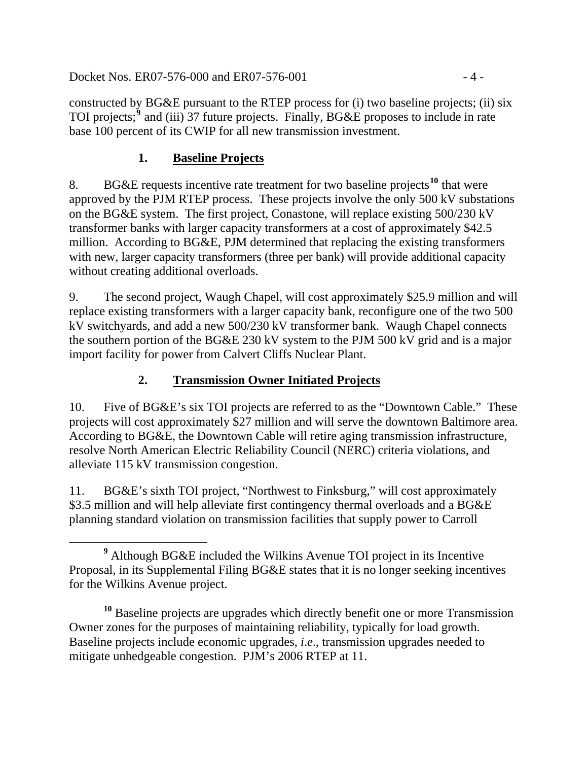constructed by BG&E pursuant to the RTEP process for (i) two baseline projects; (ii) six TOI projects;[9] and (iii) 37 future projects. Finally, BG&E proposes to include in rate base 100 percent of its CWIP for all new transmission investment.

### 1. **Baseline Projects**

8. BG&E requests incentive rate treatment for two baseline projects[10] that were approved by the PJM RTEP process. These projects involve the only 500 kV substations on the BG&E system. The first project, Conastone, will replace existing 500/230 kV transformer banks with larger capacity transformers at a cost of approximately $42.5 million. According to BG&E, PJM determined that replacing the existing transformers with new, larger capacity transformers (three per bank) will provide additional capacity without creating additional overloads.

9. The second project, Waugh Chapel, will cost approximately $25.9 million and will replace existing transformers with a larger capacity bank, reconfigure one of the two 500 kV switchyards, and add a new 500/230 kV transformer bank. Waugh Chapel connects the southern portion of the BG&E 230 kV system to the PJM 500 kV grid and is a major import facility for power from Calvert Cliffs Nuclear Plant.

### 2. **Transmission Owner Initiated Projects**

10. Five of BG&E's six TOI projects are referred to as the "Downtown Cable." These projects will cost approximately $27 million and will serve the downtown Baltimore area. According to BG&E, the Downtown Cable will retire aging transmission infrastructure, resolve North American Electric Reliability Council (NERC) criteria violations, and alleviate 115 kV transmission congestion.

11. BG&E's sixth TOI project, "Northwest to Finksburg," will cost approximately $3.5 million and will help alleviate first contingency thermal overloads and a BG&E planning standard violation on transmission facilities that supply power to Carroll

---

[9] Although BG&E included the Wilkins Avenue TOI project in its Incentive Proposal, in its Supplemental Filing BG&E states that it is no longer seeking incentives for the Wilkins Avenue project.

[10] Baseline projects are upgrades which directly benefit one or more Transmission Owner zones for the purposes of maintaining reliability, typically for load growth. Baseline projects include economic upgrades, *i.e.*, transmission upgrades needed to mitigate unhedgeable congestion. PJM's 2006 RTEP at 11.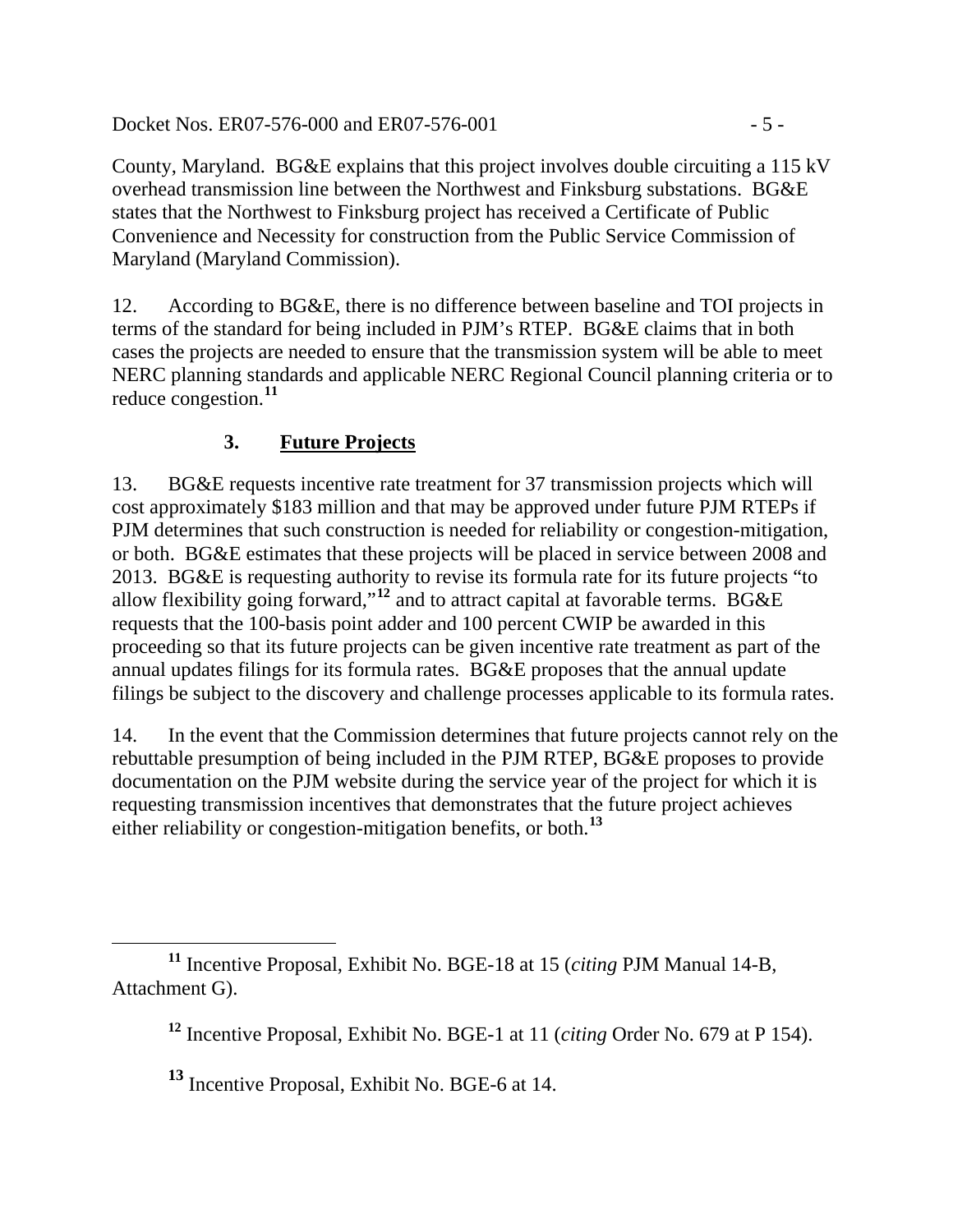County, Maryland. BG&E explains that this project involves double circuiting a 115 kV overhead transmission line between the Northwest and Finksburg substations. BG&E states that the Northwest to Finksburg project has received a Certificate of Public Convenience and Necessity for construction from the Public Service Commission of Maryland (Maryland Commission).

12. According to BG&E, there is no difference between baseline and TOI projects in terms of the standard for being included in PJM's RTEP. BG&E claims that in both cases the projects are needed to ensure that the transmission system will be able to meet NERC planning standards and applicable NERC Regional Council planning criteria or to reduce congestion.[11]

### 3. Future Projects

13. BG&E requests incentive rate treatment for 37 transmission projects which will cost approximately $183 million and that may be approved under future PJM RTEPs if PJM determines that such construction is needed for reliability or congestion-mitigation, or both. BG&E estimates that these projects will be placed in service between 2008 and 2013. BG&E is requesting authority to revise its formula rate for its future projects "to allow flexibility going forward,"[12] and to attract capital at favorable terms. BG&E requests that the 100-basis point adder and 100 percent CWIP be awarded in this proceeding so that its future projects can be given incentive rate treatment as part of the annual updates filings for its formula rates. BG&E proposes that the annual update filings be subject to the discovery and challenge processes applicable to its formula rates.

14. In the event that the Commission determines that future projects cannot rely on the rebuttable presumption of being included in the PJM RTEP, BG&E proposes to provide documentation on the PJM website during the service year of the project for which it is requesting transmission incentives that demonstrates that the future project achieves either reliability or congestion-mitigation benefits, or both.[13]

---

[11] Incentive Proposal, Exhibit No. BGE-18 at 15 (*citing* PJM Manual 14-B, Attachment G).

[12] Incentive Proposal, Exhibit No. BGE-1 at 11 (*citing* Order No. 679 at P 154).

[13] Incentive Proposal, Exhibit No. BGE-6 at 14.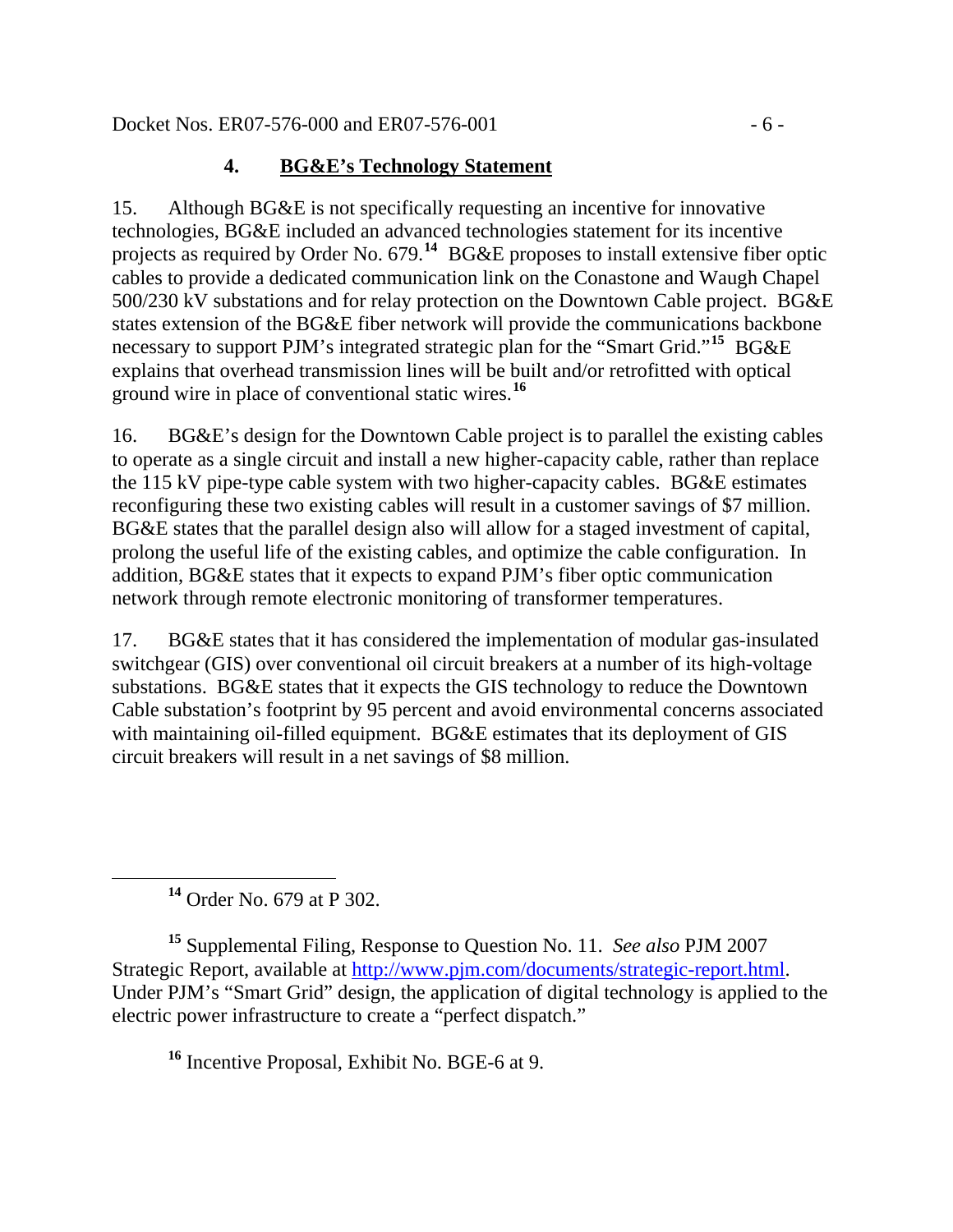#### 4. **BG&E's Technology Statement**

15. Although BG&E is not specifically requesting an incentive for innovative technologies, BG&E included an advanced technologies statement for its incentive projects as required by Order No. 679.[14] BG&E proposes to install extensive fiber optic cables to provide a dedicated communication link on the Conastone and Waugh Chapel 500/230 kV substations and for relay protection on the Downtown Cable project. BG&E states extension of the BG&E fiber network will provide the communications backbone necessary to support PJM's integrated strategic plan for the "Smart Grid."[15] BG&E explains that overhead transmission lines will be built and/or retrofitted with optical ground wire in place of conventional static wires.[16]

16. BG&E's design for the Downtown Cable project is to parallel the existing cables to operate as a single circuit and install a new higher-capacity cable, rather than replace the 115 kV pipe-type cable system with two higher-capacity cables. BG&E estimates reconfiguring these two existing cables will result in a customer savings of $7 million. BG&E states that the parallel design also will allow for a staged investment of capital, prolong the useful life of the existing cables, and optimize the cable configuration. In addition, BG&E states that it expects to expand PJM's fiber optic communication network through remote electronic monitoring of transformer temperatures.

17. BG&E states that it has considered the implementation of modular gas-insulated switchgear (GIS) over conventional oil circuit breakers at a number of its high-voltage substations. BG&E states that it expects the GIS technology to reduce the Downtown Cable substation's footprint by 95 percent and avoid environmental concerns associated with maintaining oil-filled equipment. BG&E estimates that its deployment of GIS circuit breakers will result in a net savings of $8 million.

---

[14] Order No. 679 at P 302.

[15] Supplemental Filing, Response to Question No. 11. *See also* PJM 2007 Strategic Report, available at http://www.pjm.com/documents/strategic-report.html. Under PJM's "Smart Grid" design, the application of digital technology is applied to the electric power infrastructure to create a "perfect dispatch."

[16] Incentive Proposal, Exhibit No. BGE-6 at 9.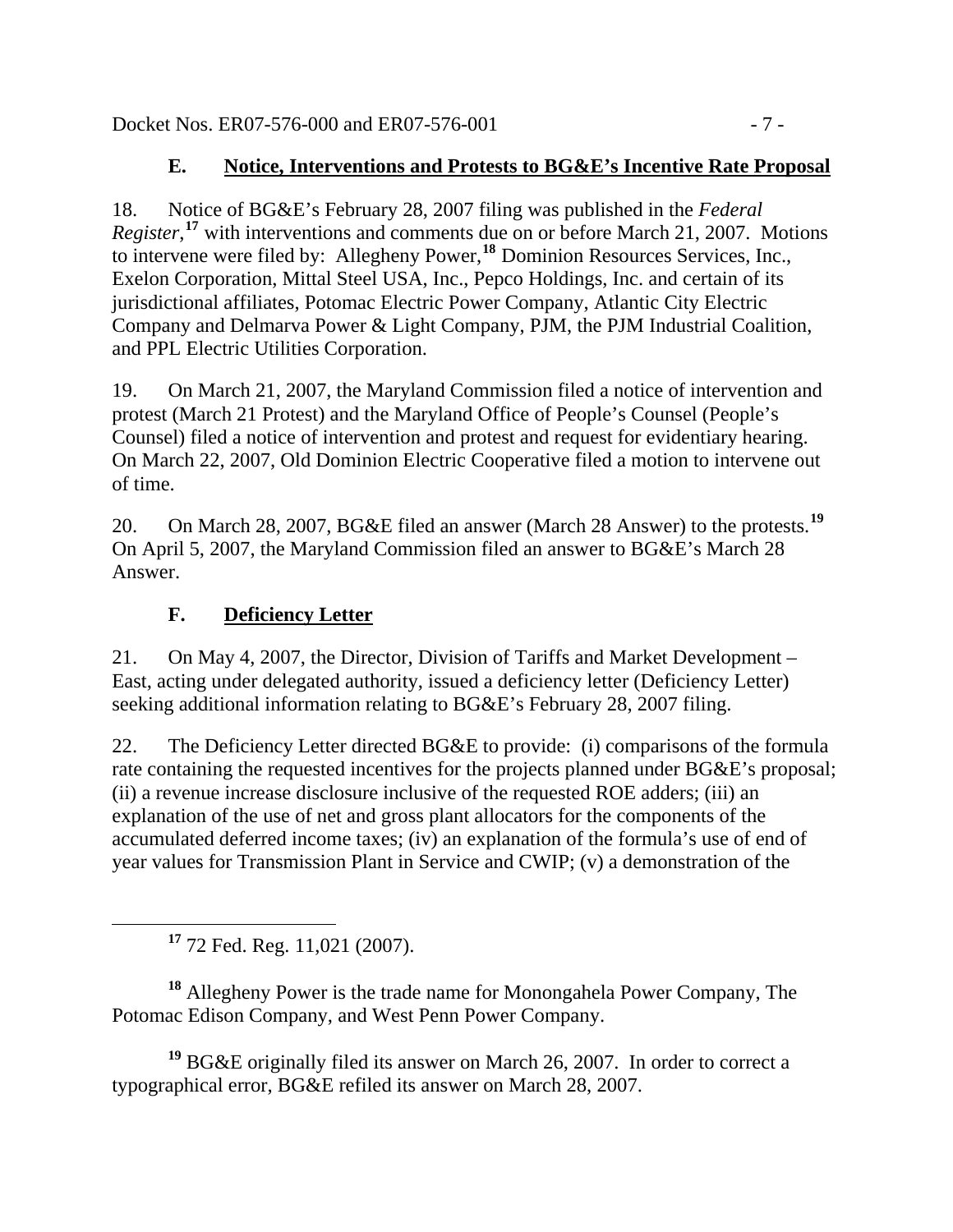### E. Notice, Interventions and Protests to BG&E's Incentive Rate Proposal

18. Notice of BG&E's February 28, 2007 filing was published in the *Federal Register*,[17] with interventions and comments due on or before March 21, 2007. Motions to intervene were filed by: Allegheny Power,[18] Dominion Resources Services, Inc., Exelon Corporation, Mittal Steel USA, Inc., Pepco Holdings, Inc. and certain of its jurisdictional affiliates, Potomac Electric Power Company, Atlantic City Electric Company and Delmarva Power & Light Company, PJM, the PJM Industrial Coalition, and PPL Electric Utilities Corporation.

19. On March 21, 2007, the Maryland Commission filed a notice of intervention and protest (March 21 Protest) and the Maryland Office of People's Counsel (People's Counsel) filed a notice of intervention and protest and request for evidentiary hearing. On March 22, 2007, Old Dominion Electric Cooperative filed a motion to intervene out of time.

20. On March 28, 2007, BG&E filed an answer (March 28 Answer) to the protests.[19] On April 5, 2007, the Maryland Commission filed an answer to BG&E's March 28 Answer.

### F. Deficiency Letter

21. On May 4, 2007, the Director, Division of Tariffs and Market Development – East, acting under delegated authority, issued a deficiency letter (Deficiency Letter) seeking additional information relating to BG&E's February 28, 2007 filing.

22. The Deficiency Letter directed BG&E to provide: (i) comparisons of the formula rate containing the requested incentives for the projects planned under BG&E's proposal; (ii) a revenue increase disclosure inclusive of the requested ROE adders; (iii) an explanation of the use of net and gross plant allocators for the components of the accumulated deferred income taxes; (iv) an explanation of the formula's use of end of year values for Transmission Plant in Service and CWIP; (v) a demonstration of the

---

[17] 72 Fed. Reg. 11,021 (2007).

[18] Allegheny Power is the trade name for Monongahela Power Company, The Potomac Edison Company, and West Penn Power Company.

[19] BG&E originally filed its answer on March 26, 2007. In order to correct a typographical error, BG&E refiled its answer on March 28, 2007.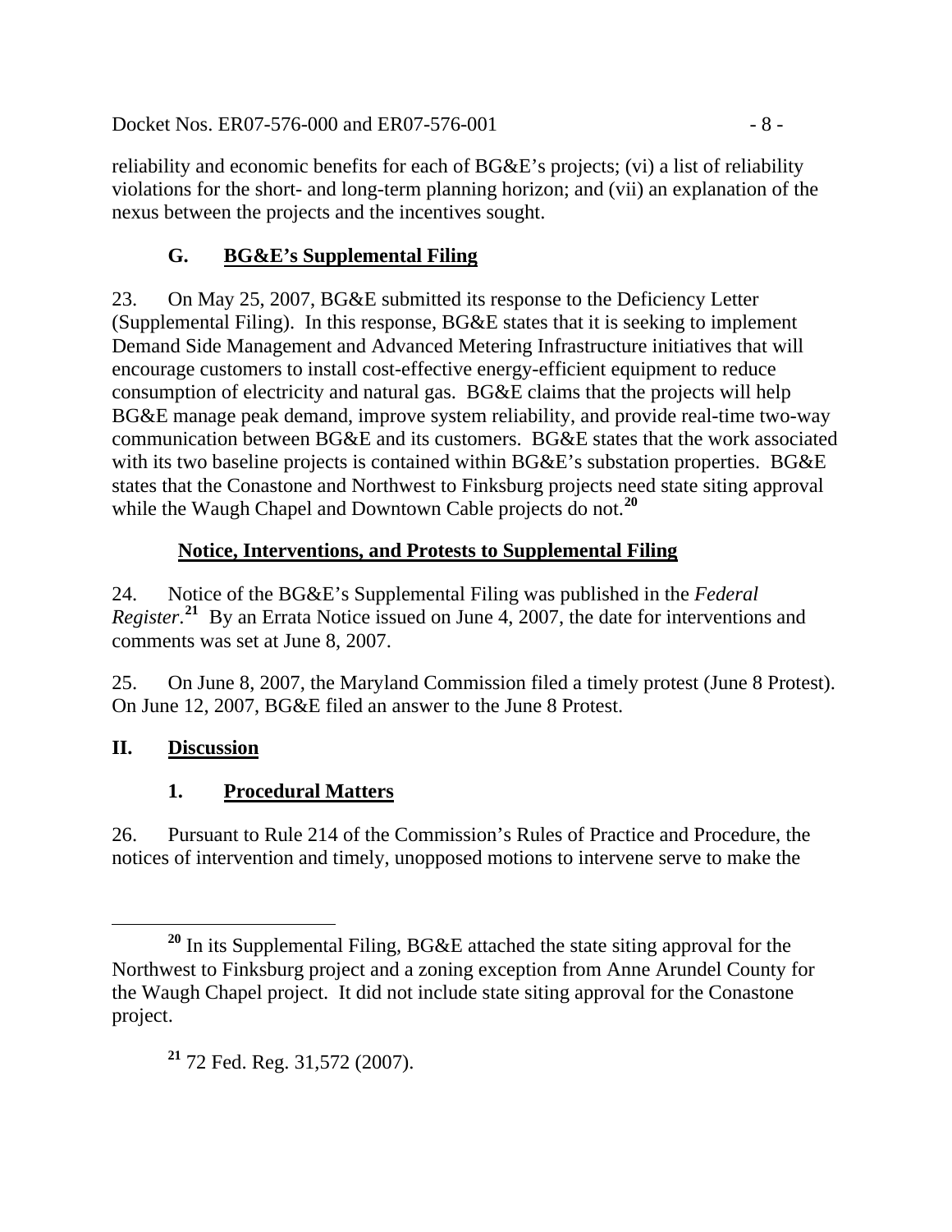reliability and economic benefits for each of BG&E's projects; (vi) a list of reliability violations for the short- and long-term planning horizon; and (vii) an explanation of the nexus between the projects and the incentives sought.

### G. BG&E's Supplemental Filing

23. On May 25, 2007, BG&E submitted its response to the Deficiency Letter (Supplemental Filing). In this response, BG&E states that it is seeking to implement Demand Side Management and Advanced Metering Infrastructure initiatives that will encourage customers to install cost-effective energy-efficient equipment to reduce consumption of electricity and natural gas. BG&E claims that the projects will help BG&E manage peak demand, improve system reliability, and provide real-time two-way communication between BG&E and its customers. BG&E states that the work associated with its two baseline projects is contained within BG&E's substation properties. BG&E states that the Conastone and Northwest to Finksburg projects need state siting approval while the Waugh Chapel and Downtown Cable projects do not.[20]

#### Notice, Interventions, and Protests to Supplemental Filing

24. Notice of the BG&E's Supplemental Filing was published in the *Federal Register*.[21] By an Errata Notice issued on June 4, 2007, the date for interventions and comments was set at June 8, 2007.

25. On June 8, 2007, the Maryland Commission filed a timely protest (June 8 Protest). On June 12, 2007, BG&E filed an answer to the June 8 Protest.

## II. Discussion

### 1. Procedural Matters

26. Pursuant to Rule 214 of the Commission's Rules of Practice and Procedure, the notices of intervention and timely, unopposed motions to intervene serve to make the

---

[20] In its Supplemental Filing, BG&E attached the state siting approval for the Northwest to Finksburg project and a zoning exception from Anne Arundel County for the Waugh Chapel project. It did not include state siting approval for the Conastone project.

[21] 72 Fed. Reg. 31,572 (2007).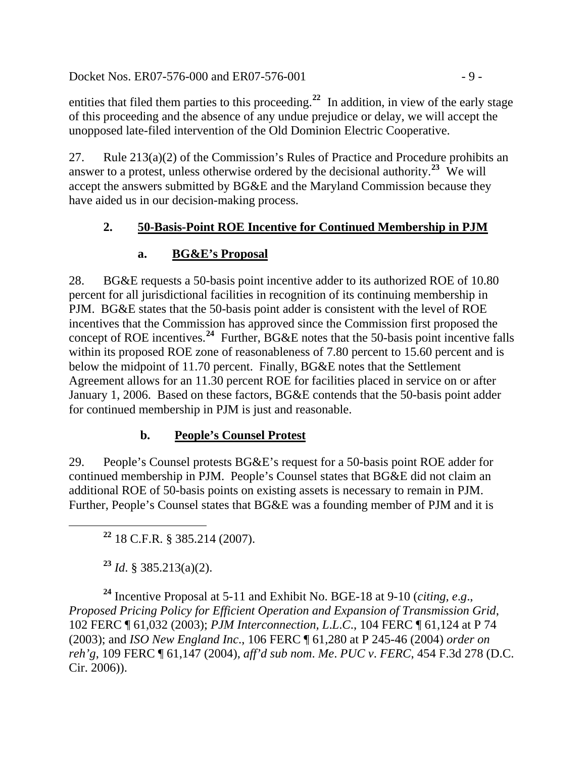entities that filed them parties to this proceeding.[22] In addition, in view of the early stage of this proceeding and the absence of any undue prejudice or delay, we will accept the unopposed late-filed intervention of the Old Dominion Electric Cooperative.

27. Rule 213(a)(2) of the Commission's Rules of Practice and Procedure prohibits an answer to a protest, unless otherwise ordered by the decisional authority.[23] We will accept the answers submitted by BG&E and the Maryland Commission because they have aided us in our decision-making process.

### 2. <u>50-Basis-Point ROE Incentive for Continued Membership in PJM</u>

#### a. <u>BG&E's Proposal</u>

28. BG&E requests a 50-basis point incentive adder to its authorized ROE of 10.80 percent for all jurisdictional facilities in recognition of its continuing membership in PJM. BG&E states that the 50-basis point adder is consistent with the level of ROE incentives that the Commission has approved since the Commission first proposed the concept of ROE incentives.[24] Further, BG&E notes that the 50-basis point incentive falls within its proposed ROE zone of reasonableness of 7.80 percent to 15.60 percent and is below the midpoint of 11.70 percent. Finally, BG&E notes that the Settlement Agreement allows for an 11.30 percent ROE for facilities placed in service on or after January 1, 2006. Based on these factors, BG&E contends that the 50-basis point adder for continued membership in PJM is just and reasonable.

#### b. <u>People's Counsel Protest</u>

29. People's Counsel protests BG&E's request for a 50-basis point ROE adder for continued membership in PJM. People's Counsel states that BG&E did not claim an additional ROE of 50-basis points on existing assets is necessary to remain in PJM. Further, People's Counsel states that BG&E was a founding member of PJM and it is

---

[22] 18 C.F.R. § 385.214 (2007).

[23] *Id*. § 385.213(a)(2).

[24] Incentive Proposal at 5-11 and Exhibit No. BGE-18 at 9-10 (*citing, e.g*., *Proposed Pricing Policy for Efficient Operation and Expansion of Transmission Grid*, 102 FERC ¶ 61,032 (2003); *PJM Interconnection, L.L.C*., 104 FERC ¶ 61,124 at P 74 (2003); and *ISO New England Inc*., 106 FERC ¶ 61,280 at P 245-46 (2004) *order on reh'g*, 109 FERC ¶ 61,147 (2004), *aff'd sub nom*. *Me*. *PUC v*. *FERC*, 454 F.3d 278 (D.C. Cir. 2006)).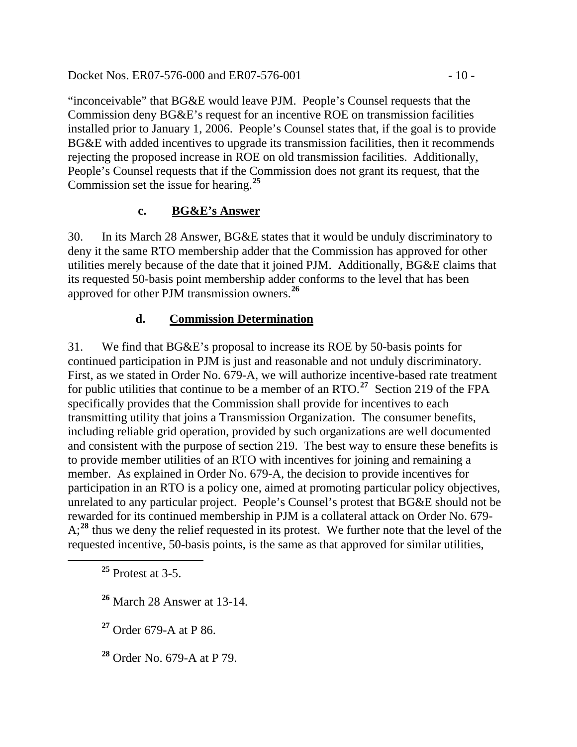"inconceivable" that BG&E would leave PJM. People's Counsel requests that the Commission deny BG&E's request for an incentive ROE on transmission facilities installed prior to January 1, 2006. People's Counsel states that, if the goal is to provide BG&E with added incentives to upgrade its transmission facilities, then it recommends rejecting the proposed increase in ROE on old transmission facilities. Additionally, People's Counsel requests that if the Commission does not grant its request, that the Commission set the issue for hearing.[25]

### c. BG&E's Answer

30. In its March 28 Answer, BG&E states that it would be unduly discriminatory to deny it the same RTO membership adder that the Commission has approved for other utilities merely because of the date that it joined PJM. Additionally, BG&E claims that its requested 50-basis point membership adder conforms to the level that has been approved for other PJM transmission owners.[26]

### d. Commission Determination

31. We find that BG&E's proposal to increase its ROE by 50-basis points for continued participation in PJM is just and reasonable and not unduly discriminatory. First, as we stated in Order No. 679-A, we will authorize incentive-based rate treatment for public utilities that continue to be a member of an RTO.[27] Section 219 of the FPA specifically provides that the Commission shall provide for incentives to each transmitting utility that joins a Transmission Organization. The consumer benefits, including reliable grid operation, provided by such organizations are well documented and consistent with the purpose of section 219. The best way to ensure these benefits is to provide member utilities of an RTO with incentives for joining and remaining a member. As explained in Order No. 679-A, the decision to provide incentives for participation in an RTO is a policy one, aimed at promoting particular policy objectives, unrelated to any particular project. People's Counsel's protest that BG&E should not be rewarded for its continued membership in PJM is a collateral attack on Order No. 679-A;[28] thus we deny the relief requested in its protest. We further note that the level of the requested incentive, 50-basis points, is the same as that approved for similar utilities,

[25] Protest at 3-5.

[26] March 28 Answer at 13-14.

[27] Order 679-A at P 86.

[28] Order No. 679-A at P 79.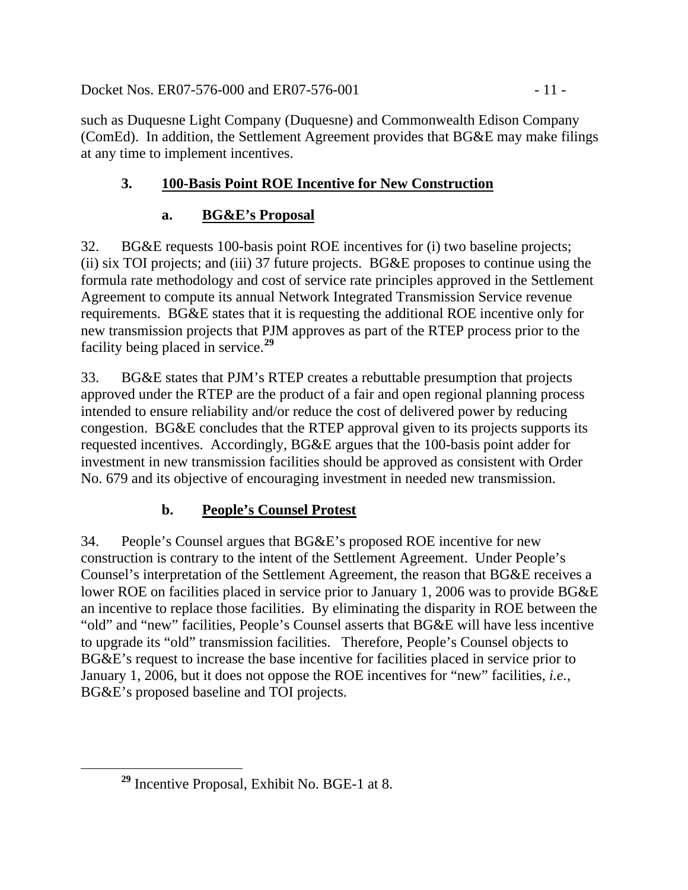such as Duquesne Light Company (Duquesne) and Commonwealth Edison Company (ComEd). In addition, the Settlement Agreement provides that BG&E may make filings at any time to implement incentives.

### 3. 100-Basis Point ROE Incentive for New Construction

#### a. BG&E's Proposal

32. BG&E requests 100-basis point ROE incentives for (i) two baseline projects; (ii) six TOI projects; and (iii) 37 future projects. BG&E proposes to continue using the formula rate methodology and cost of service rate principles approved in the Settlement Agreement to compute its annual Network Integrated Transmission Service revenue requirements. BG&E states that it is requesting the additional ROE incentive only for new transmission projects that PJM approves as part of the RTEP process prior to the facility being placed in service.[29]

33. BG&E states that PJM's RTEP creates a rebuttable presumption that projects approved under the RTEP are the product of a fair and open regional planning process intended to ensure reliability and/or reduce the cost of delivered power by reducing congestion. BG&E concludes that the RTEP approval given to its projects supports its requested incentives. Accordingly, BG&E argues that the 100-basis point adder for investment in new transmission facilities should be approved as consistent with Order No. 679 and its objective of encouraging investment in needed new transmission.

#### b. People's Counsel Protest

34. People's Counsel argues that BG&E's proposed ROE incentive for new construction is contrary to the intent of the Settlement Agreement. Under People's Counsel's interpretation of the Settlement Agreement, the reason that BG&E receives a lower ROE on facilities placed in service prior to January 1, 2006 was to provide BG&E an incentive to replace those facilities. By eliminating the disparity in ROE between the "old" and "new" facilities, People's Counsel asserts that BG&E will have less incentive to upgrade its "old" transmission facilities. Therefore, People's Counsel objects to BG&E's request to increase the base incentive for facilities placed in service prior to January 1, 2006, but it does not oppose the ROE incentives for "new" facilities, *i.e.*, BG&E's proposed baseline and TOI projects.

---

[29] Incentive Proposal, Exhibit No. BGE-1 at 8.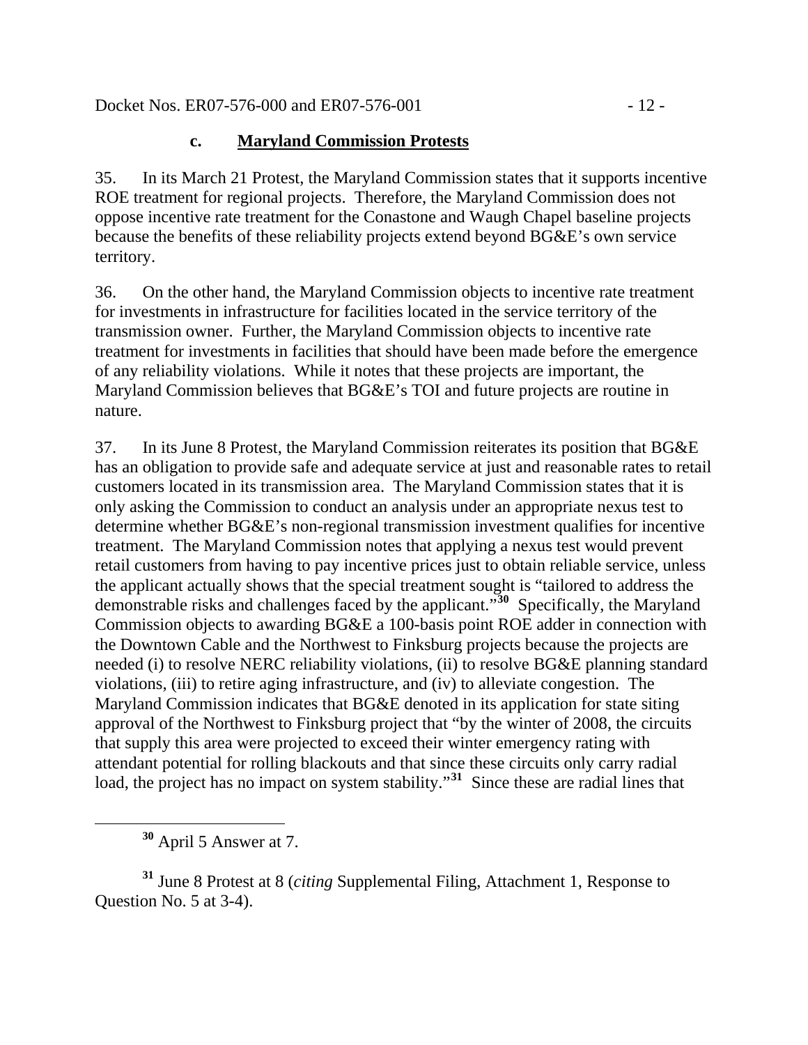### c. Maryland Commission Protests

35. In its March 21 Protest, the Maryland Commission states that it supports incentive ROE treatment for regional projects. Therefore, the Maryland Commission does not oppose incentive rate treatment for the Conastone and Waugh Chapel baseline projects because the benefits of these reliability projects extend beyond BG&E's own service territory.

36. On the other hand, the Maryland Commission objects to incentive rate treatment for investments in infrastructure for facilities located in the service territory of the transmission owner. Further, the Maryland Commission objects to incentive rate treatment for investments in facilities that should have been made before the emergence of any reliability violations. While it notes that these projects are important, the Maryland Commission believes that BG&E's TOI and future projects are routine in nature.

37. In its June 8 Protest, the Maryland Commission reiterates its position that BG&E has an obligation to provide safe and adequate service at just and reasonable rates to retail customers located in its transmission area. The Maryland Commission states that it is only asking the Commission to conduct an analysis under an appropriate nexus test to determine whether BG&E's non-regional transmission investment qualifies for incentive treatment. The Maryland Commission notes that applying a nexus test would prevent retail customers from having to pay incentive prices just to obtain reliable service, unless the applicant actually shows that the special treatment sought is "tailored to address the demonstrable risks and challenges faced by the applicant."[30] Specifically, the Maryland Commission objects to awarding BG&E a 100-basis point ROE adder in connection with the Downtown Cable and the Northwest to Finksburg projects because the projects are needed (i) to resolve NERC reliability violations, (ii) to resolve BG&E planning standard violations, (iii) to retire aging infrastructure, and (iv) to alleviate congestion. The Maryland Commission indicates that BG&E denoted in its application for state siting approval of the Northwest to Finksburg project that "by the winter of 2008, the circuits that supply this area were projected to exceed their winter emergency rating with attendant potential for rolling blackouts and that since these circuits only carry radial load, the project has no impact on system stability."[31] Since these are radial lines that

[30] April 5 Answer at 7.

[31] June 8 Protest at 8 (*citing* Supplemental Filing, Attachment 1, Response to Question No. 5 at 3-4).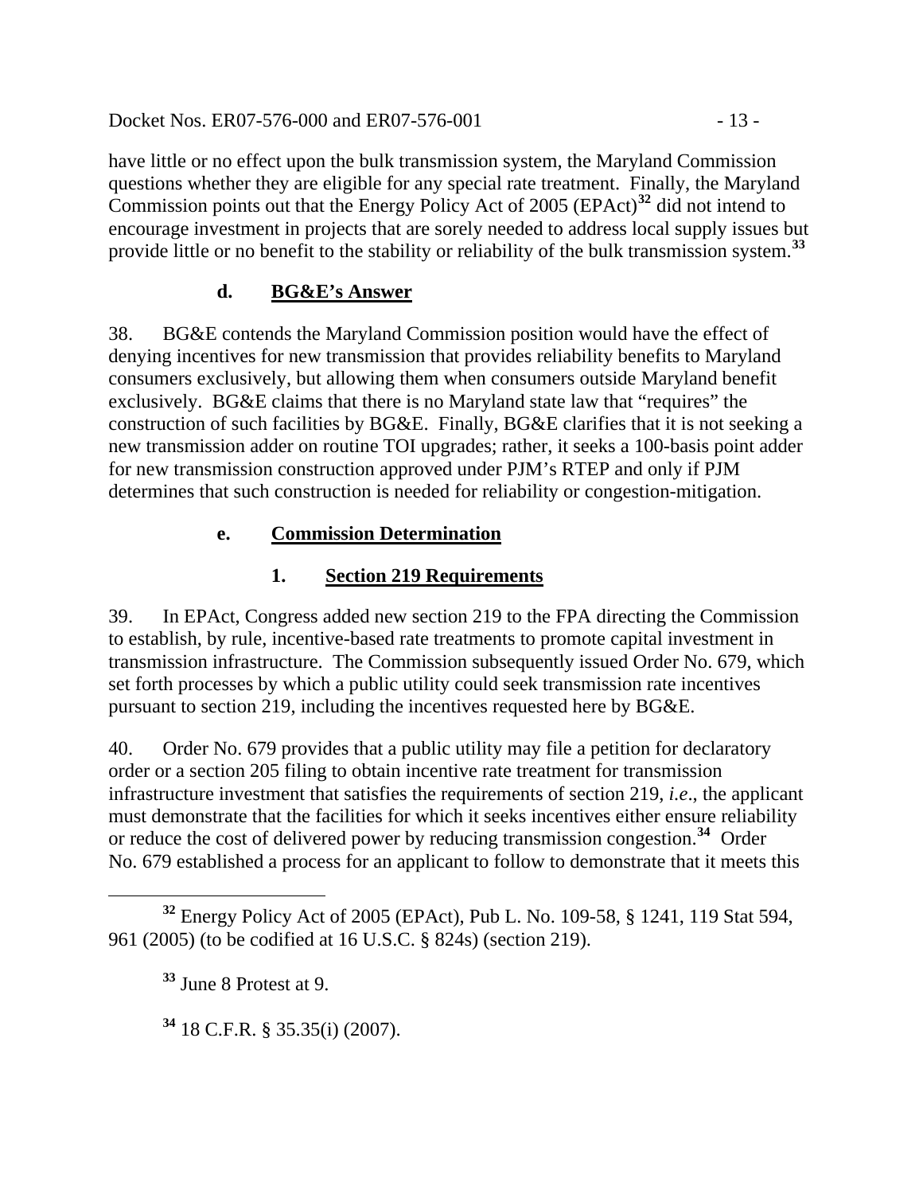have little or no effect upon the bulk transmission system, the Maryland Commission questions whether they are eligible for any special rate treatment. Finally, the Maryland Commission points out that the Energy Policy Act of 2005 (EPAct)[32] did not intend to encourage investment in projects that are sorely needed to address local supply issues but provide little or no benefit to the stability or reliability of the bulk transmission system.[33]

#### d. BG&E's Answer

38. BG&E contends the Maryland Commission position would have the effect of denying incentives for new transmission that provides reliability benefits to Maryland consumers exclusively, but allowing them when consumers outside Maryland benefit exclusively. BG&E claims that there is no Maryland state law that "requires" the construction of such facilities by BG&E. Finally, BG&E clarifies that it is not seeking a new transmission adder on routine TOI upgrades; rather, it seeks a 100-basis point adder for new transmission construction approved under PJM's RTEP and only if PJM determines that such construction is needed for reliability or congestion-mitigation.

#### e. Commission Determination

##### 1. Section 219 Requirements

39. In EPAct, Congress added new section 219 to the FPA directing the Commission to establish, by rule, incentive-based rate treatments to promote capital investment in transmission infrastructure. The Commission subsequently issued Order No. 679, which set forth processes by which a public utility could seek transmission rate incentives pursuant to section 219, including the incentives requested here by BG&E.

40. Order No. 679 provides that a public utility may file a petition for declaratory order or a section 205 filing to obtain incentive rate treatment for transmission infrastructure investment that satisfies the requirements of section 219, *i.e*., the applicant must demonstrate that the facilities for which it seeks incentives either ensure reliability or reduce the cost of delivered power by reducing transmission congestion.[34] Order No. 679 established a process for an applicant to follow to demonstrate that it meets this

---

[32] Energy Policy Act of 2005 (EPAct), Pub L. No. 109-58, § 1241, 119 Stat 594, 961 (2005) (to be codified at 16 U.S.C. § 824s) (section 219).

[33] June 8 Protest at 9.

[34] 18 C.F.R. § 35.35(i) (2007).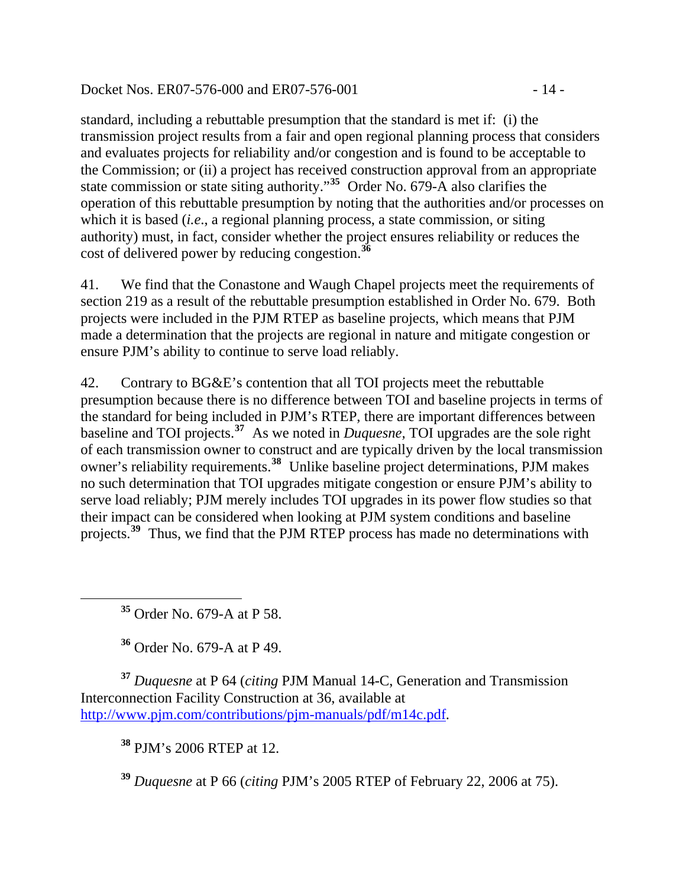standard, including a rebuttable presumption that the standard is met if: (i) the transmission project results from a fair and open regional planning process that considers and evaluates projects for reliability and/or congestion and is found to be acceptable to the Commission; or (ii) a project has received construction approval from an appropriate state commission or state siting authority."[35] Order No. 679-A also clarifies the operation of this rebuttable presumption by noting that the authorities and/or processes on which it is based (*i.e*., a regional planning process, a state commission, or siting authority) must, in fact, consider whether the project ensures reliability or reduces the cost of delivered power by reducing congestion.[36]

41. We find that the Conastone and Waugh Chapel projects meet the requirements of section 219 as a result of the rebuttable presumption established in Order No. 679. Both projects were included in the PJM RTEP as baseline projects, which means that PJM made a determination that the projects are regional in nature and mitigate congestion or ensure PJM's ability to continue to serve load reliably.

42. Contrary to BG&E's contention that all TOI projects meet the rebuttable presumption because there is no difference between TOI and baseline projects in terms of the standard for being included in PJM's RTEP, there are important differences between baseline and TOI projects.[37] As we noted in *Duquesne,* TOI upgrades are the sole right of each transmission owner to construct and are typically driven by the local transmission owner's reliability requirements.[38] Unlike baseline project determinations, PJM makes no such determination that TOI upgrades mitigate congestion or ensure PJM's ability to serve load reliably; PJM merely includes TOI upgrades in its power flow studies so that their impact can be considered when looking at PJM system conditions and baseline projects.[39] Thus, we find that the PJM RTEP process has made no determinations with

---

[35] Order No. 679-A at P 58.

[36] Order No. 679-A at P 49.

[37] *Duquesne* at P 64 (*citing* PJM Manual 14-C, Generation and Transmission Interconnection Facility Construction at 36, available at http://www.pjm.com/contributions/pjm-manuals/pdf/m14c.pdf.

[38] PJM's 2006 RTEP at 12.

[39] *Duquesne* at P 66 (*citing* PJM's 2005 RTEP of February 22, 2006 at 75).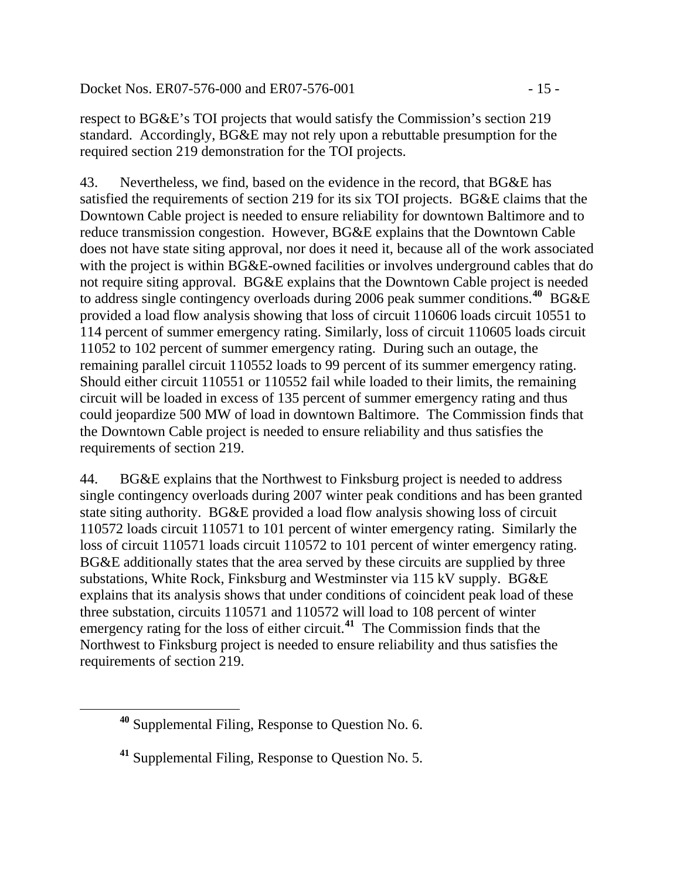respect to BG&E's TOI projects that would satisfy the Commission's section 219 standard. Accordingly, BG&E may not rely upon a rebuttable presumption for the required section 219 demonstration for the TOI projects.

43. Nevertheless, we find, based on the evidence in the record, that BG&E has satisfied the requirements of section 219 for its six TOI projects. BG&E claims that the Downtown Cable project is needed to ensure reliability for downtown Baltimore and to reduce transmission congestion. However, BG&E explains that the Downtown Cable does not have state siting approval, nor does it need it, because all of the work associated with the project is within BG&E-owned facilities or involves underground cables that do not require siting approval. BG&E explains that the Downtown Cable project is needed to address single contingency overloads during 2006 peak summer conditions.[40] BG&E provided a load flow analysis showing that loss of circuit 110606 loads circuit 10551 to 114 percent of summer emergency rating. Similarly, loss of circuit 110605 loads circuit 11052 to 102 percent of summer emergency rating. During such an outage, the remaining parallel circuit 110552 loads to 99 percent of its summer emergency rating. Should either circuit 110551 or 110552 fail while loaded to their limits, the remaining circuit will be loaded in excess of 135 percent of summer emergency rating and thus could jeopardize 500 MW of load in downtown Baltimore. The Commission finds that the Downtown Cable project is needed to ensure reliability and thus satisfies the requirements of section 219.

44. BG&E explains that the Northwest to Finksburg project is needed to address single contingency overloads during 2007 winter peak conditions and has been granted state siting authority. BG&E provided a load flow analysis showing loss of circuit 110572 loads circuit 110571 to 101 percent of winter emergency rating. Similarly the loss of circuit 110571 loads circuit 110572 to 101 percent of winter emergency rating. BG&E additionally states that the area served by these circuits are supplied by three substations, White Rock, Finksburg and Westminster via 115 kV supply. BG&E explains that its analysis shows that under conditions of coincident peak load of these three substation, circuits 110571 and 110572 will load to 108 percent of winter emergency rating for the loss of either circuit.[41] The Commission finds that the Northwest to Finksburg project is needed to ensure reliability and thus satisfies the requirements of section 219.

---

[40] Supplemental Filing, Response to Question No. 6.

[41] Supplemental Filing, Response to Question No. 5.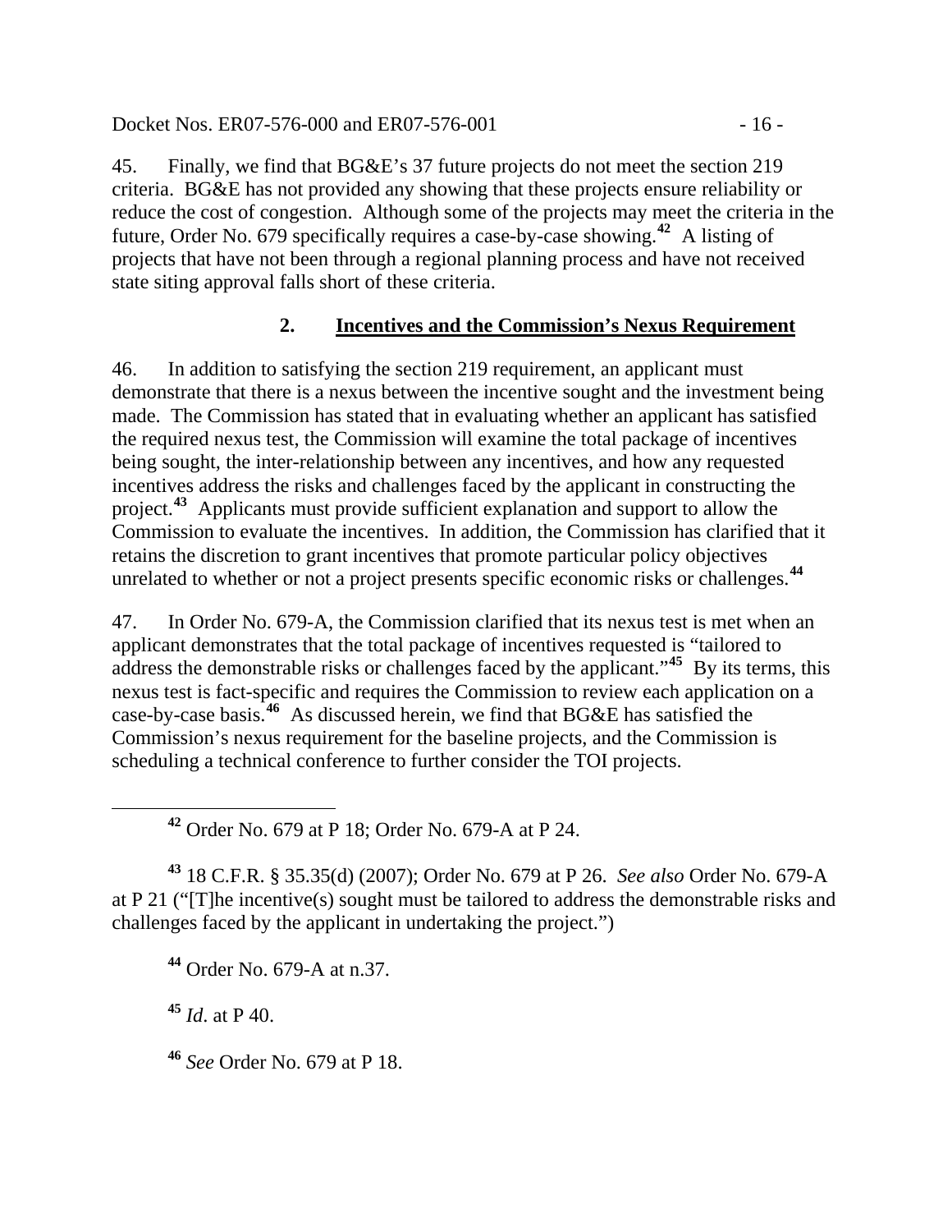45. Finally, we find that BG&E's 37 future projects do not meet the section 219 criteria. BG&E has not provided any showing that these projects ensure reliability or reduce the cost of congestion. Although some of the projects may meet the criteria in the future, Order No. 679 specifically requires a case-by-case showing.[42] A listing of projects that have not been through a regional planning process and have not received state siting approval falls short of these criteria.

### 2. Incentives and the Commission's Nexus Requirement

46. In addition to satisfying the section 219 requirement, an applicant must demonstrate that there is a nexus between the incentive sought and the investment being made. The Commission has stated that in evaluating whether an applicant has satisfied the required nexus test, the Commission will examine the total package of incentives being sought, the inter-relationship between any incentives, and how any requested incentives address the risks and challenges faced by the applicant in constructing the project.[43] Applicants must provide sufficient explanation and support to allow the Commission to evaluate the incentives. In addition, the Commission has clarified that it retains the discretion to grant incentives that promote particular policy objectives unrelated to whether or not a project presents specific economic risks or challenges.[44]

47. In Order No. 679-A, the Commission clarified that its nexus test is met when an applicant demonstrates that the total package of incentives requested is "tailored to address the demonstrable risks or challenges faced by the applicant."[45] By its terms, this nexus test is fact-specific and requires the Commission to review each application on a case-by-case basis.[46] As discussed herein, we find that BG&E has satisfied the Commission's nexus requirement for the baseline projects, and the Commission is scheduling a technical conference to further consider the TOI projects.

---

[42] Order No. 679 at P 18; Order No. 679-A at P 24.

[43] 18 C.F.R. § 35.35(d) (2007); Order No. 679 at P 26. *See also* Order No. 679-A at P 21 ("[T]he incentive(s) sought must be tailored to address the demonstrable risks and challenges faced by the applicant in undertaking the project.")

[44] Order No. 679-A at n.37.

[45] *Id*. at P 40.

[46] *See* Order No. 679 at P 18.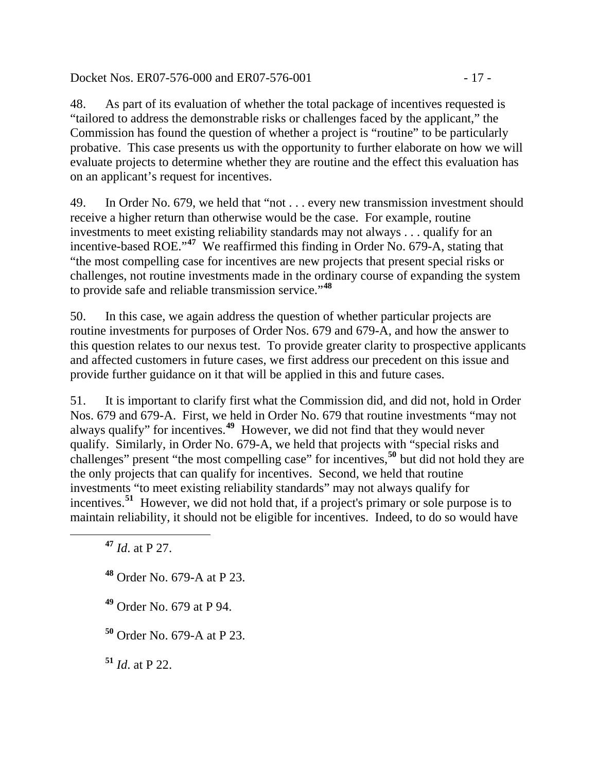48. As part of its evaluation of whether the total package of incentives requested is "tailored to address the demonstrable risks or challenges faced by the applicant," the Commission has found the question of whether a project is "routine" to be particularly probative. This case presents us with the opportunity to further elaborate on how we will evaluate projects to determine whether they are routine and the effect this evaluation has on an applicant's request for incentives.

49. In Order No. 679, we held that "not . . . every new transmission investment should receive a higher return than otherwise would be the case. For example, routine investments to meet existing reliability standards may not always . . . qualify for an incentive-based ROE."[47] We reaffirmed this finding in Order No. 679-A, stating that "the most compelling case for incentives are new projects that present special risks or challenges, not routine investments made in the ordinary course of expanding the system to provide safe and reliable transmission service."[48]

50. In this case, we again address the question of whether particular projects are routine investments for purposes of Order Nos. 679 and 679-A, and how the answer to this question relates to our nexus test. To provide greater clarity to prospective applicants and affected customers in future cases, we first address our precedent on this issue and provide further guidance on it that will be applied in this and future cases.

51. It is important to clarify first what the Commission did, and did not, hold in Order Nos. 679 and 679-A. First, we held in Order No. 679 that routine investments "may not always qualify" for incentives.[49] However, we did not find that they would never qualify. Similarly, in Order No. 679-A, we held that projects with "special risks and challenges" present "the most compelling case" for incentives,[50] but did not hold they are the only projects that can qualify for incentives. Second, we held that routine investments "to meet existing reliability standards" may not always qualify for incentives.[51] However, we did not hold that, if a project's primary or sole purpose is to maintain reliability, it should not be eligible for incentives. Indeed, to do so would have

---

[47] *Id.* at P 27.

[48] Order No. 679-A at P 23.

[49] Order No. 679 at P 94.

[50] Order No. 679-A at P 23.

[51] *Id.* at P 22.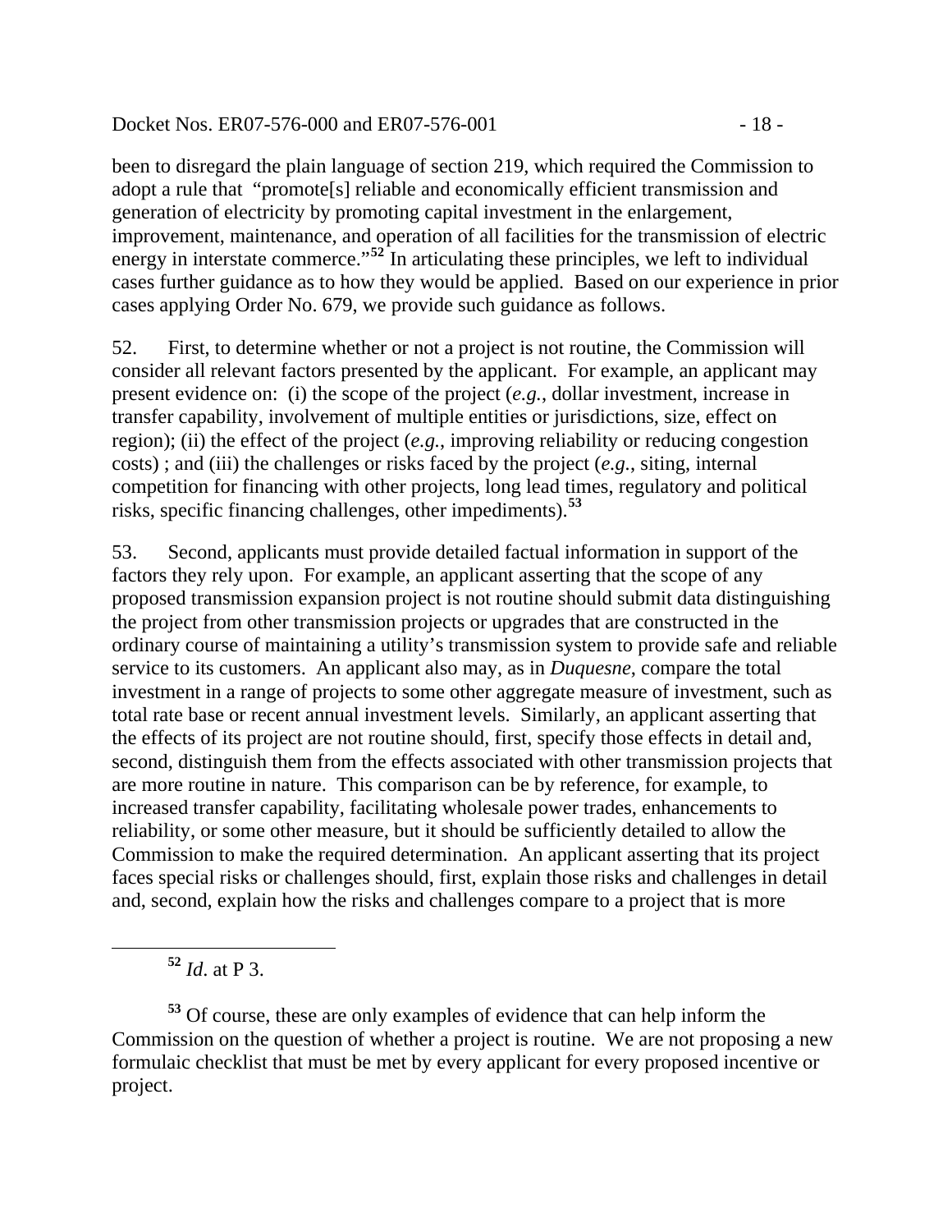been to disregard the plain language of section 219, which required the Commission to adopt a rule that "promote[s] reliable and economically efficient transmission and generation of electricity by promoting capital investment in the enlargement, improvement, maintenance, and operation of all facilities for the transmission of electric energy in interstate commerce."[52] In articulating these principles, we left to individual cases further guidance as to how they would be applied. Based on our experience in prior cases applying Order No. 679, we provide such guidance as follows.

52. First, to determine whether or not a project is not routine, the Commission will consider all relevant factors presented by the applicant. For example, an applicant may present evidence on: (i) the scope of the project (*e.g.*, dollar investment, increase in transfer capability, involvement of multiple entities or jurisdictions, size, effect on region); (ii) the effect of the project (*e.g.*, improving reliability or reducing congestion costs) ; and (iii) the challenges or risks faced by the project (*e.g.*, siting, internal competition for financing with other projects, long lead times, regulatory and political risks, specific financing challenges, other impediments).[53]

53. Second, applicants must provide detailed factual information in support of the factors they rely upon. For example, an applicant asserting that the scope of any proposed transmission expansion project is not routine should submit data distinguishing the project from other transmission projects or upgrades that are constructed in the ordinary course of maintaining a utility's transmission system to provide safe and reliable service to its customers. An applicant also may, as in *Duquesne*, compare the total investment in a range of projects to some other aggregate measure of investment, such as total rate base or recent annual investment levels. Similarly, an applicant asserting that the effects of its project are not routine should, first, specify those effects in detail and, second, distinguish them from the effects associated with other transmission projects that are more routine in nature. This comparison can be by reference, for example, to increased transfer capability, facilitating wholesale power trades, enhancements to reliability, or some other measure, but it should be sufficiently detailed to allow the Commission to make the required determination. An applicant asserting that its project faces special risks or challenges should, first, explain those risks and challenges in detail and, second, explain how the risks and challenges compare to a project that is more

---

[52] *Id.* at P 3.

[53] Of course, these are only examples of evidence that can help inform the Commission on the question of whether a project is routine. We are not proposing a new formulaic checklist that must be met by every applicant for every proposed incentive or project.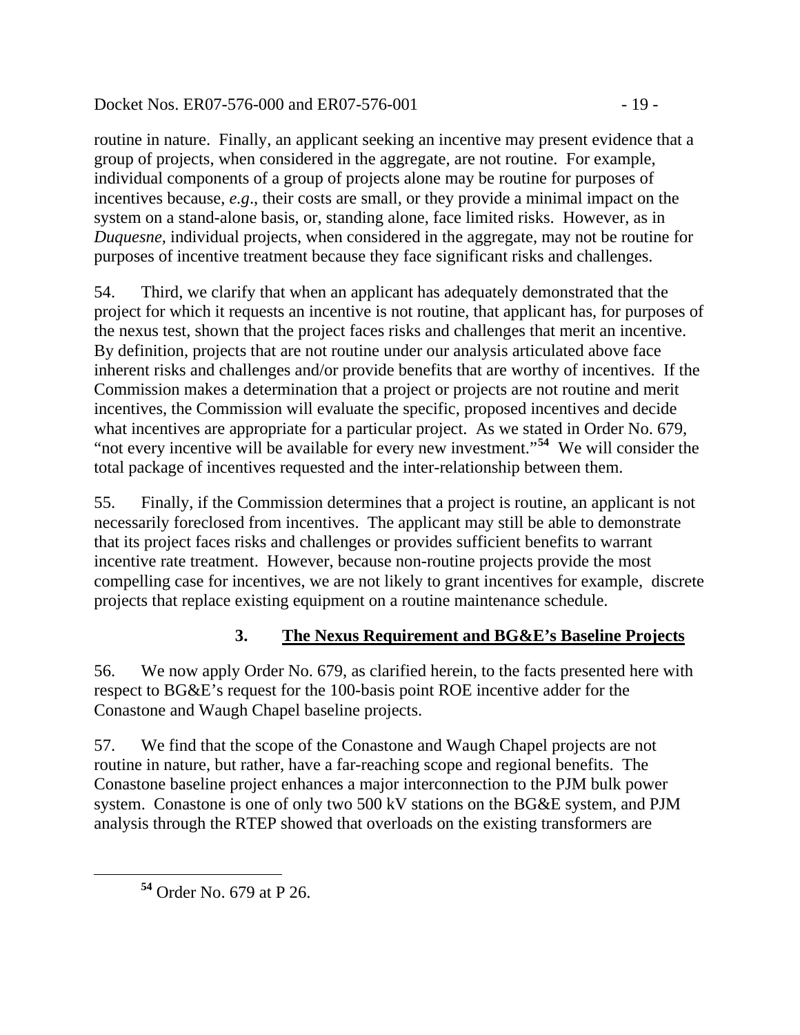routine in nature. Finally, an applicant seeking an incentive may present evidence that a group of projects, when considered in the aggregate, are not routine. For example, individual components of a group of projects alone may be routine for purposes of incentives because, *e.g*., their costs are small, or they provide a minimal impact on the system on a stand-alone basis, or, standing alone, face limited risks. However, as in *Duquesne*, individual projects, when considered in the aggregate, may not be routine for purposes of incentive treatment because they face significant risks and challenges.

54. Third, we clarify that when an applicant has adequately demonstrated that the project for which it requests an incentive is not routine, that applicant has, for purposes of the nexus test, shown that the project faces risks and challenges that merit an incentive. By definition, projects that are not routine under our analysis articulated above face inherent risks and challenges and/or provide benefits that are worthy of incentives. If the Commission makes a determination that a project or projects are not routine and merit incentives, the Commission will evaluate the specific, proposed incentives and decide what incentives are appropriate for a particular project. As we stated in Order No. 679, "not every incentive will be available for every new investment."[54] We will consider the total package of incentives requested and the inter-relationship between them.

55. Finally, if the Commission determines that a project is routine, an applicant is not necessarily foreclosed from incentives. The applicant may still be able to demonstrate that its project faces risks and challenges or provides sufficient benefits to warrant incentive rate treatment. However, because non-routine projects provide the most compelling case for incentives, we are not likely to grant incentives for example, discrete projects that replace existing equipment on a routine maintenance schedule.

### 3. The Nexus Requirement and BG&E's Baseline Projects

56. We now apply Order No. 679, as clarified herein, to the facts presented here with respect to BG&E's request for the 100-basis point ROE incentive adder for the Conastone and Waugh Chapel baseline projects.

57. We find that the scope of the Conastone and Waugh Chapel projects are not routine in nature, but rather, have a far-reaching scope and regional benefits. The Conastone baseline project enhances a major interconnection to the PJM bulk power system. Conastone is one of only two 500 kV stations on the BG&E system, and PJM analysis through the RTEP showed that overloads on the existing transformers are

[54] Order No. 679 at P 26.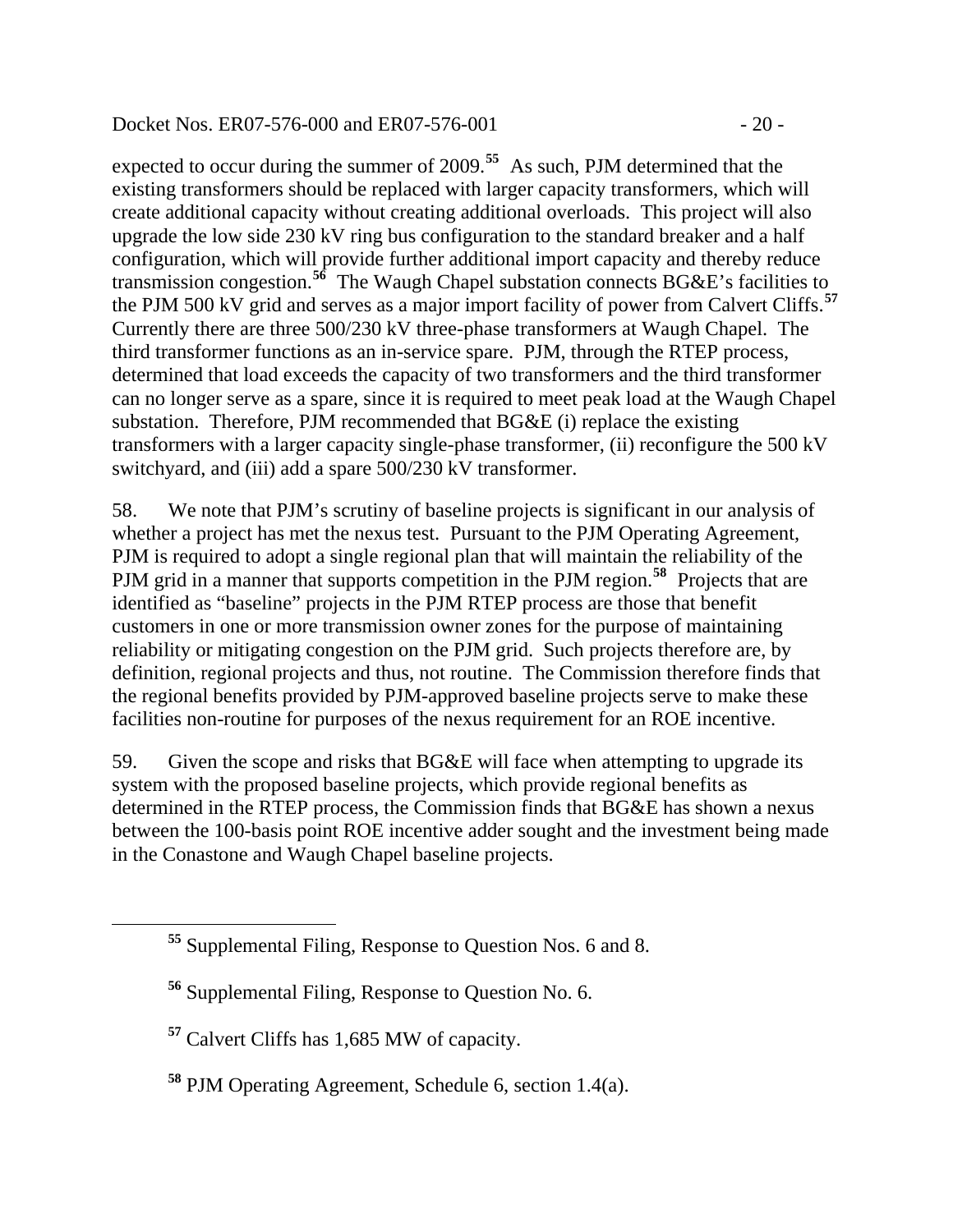expected to occur during the summer of 2009.[55] As such, PJM determined that the existing transformers should be replaced with larger capacity transformers, which will create additional capacity without creating additional overloads. This project will also upgrade the low side 230 kV ring bus configuration to the standard breaker and a half configuration, which will provide further additional import capacity and thereby reduce transmission congestion.[56] The Waugh Chapel substation connects BG&E's facilities to the PJM 500 kV grid and serves as a major import facility of power from Calvert Cliffs.[57] Currently there are three 500/230 kV three-phase transformers at Waugh Chapel. The third transformer functions as an in-service spare. PJM, through the RTEP process, determined that load exceeds the capacity of two transformers and the third transformer can no longer serve as a spare, since it is required to meet peak load at the Waugh Chapel substation. Therefore, PJM recommended that BG&E (i) replace the existing transformers with a larger capacity single-phase transformer, (ii) reconfigure the 500 kV switchyard, and (iii) add a spare 500/230 kV transformer.

58. We note that PJM's scrutiny of baseline projects is significant in our analysis of whether a project has met the nexus test. Pursuant to the PJM Operating Agreement, PJM is required to adopt a single regional plan that will maintain the reliability of the PJM grid in a manner that supports competition in the PJM region.[58] Projects that are identified as "baseline" projects in the PJM RTEP process are those that benefit customers in one or more transmission owner zones for the purpose of maintaining reliability or mitigating congestion on the PJM grid. Such projects therefore are, by definition, regional projects and thus, not routine. The Commission therefore finds that the regional benefits provided by PJM-approved baseline projects serve to make these facilities non-routine for purposes of the nexus requirement for an ROE incentive.

59. Given the scope and risks that BG&E will face when attempting to upgrade its system with the proposed baseline projects, which provide regional benefits as determined in the RTEP process, the Commission finds that BG&E has shown a nexus between the 100-basis point ROE incentive adder sought and the investment being made in the Conastone and Waugh Chapel baseline projects.

---

[55] Supplemental Filing, Response to Question Nos. 6 and 8.

[56] Supplemental Filing, Response to Question No. 6.

[57] Calvert Cliffs has 1,685 MW of capacity.

[58] PJM Operating Agreement, Schedule 6, section 1.4(a).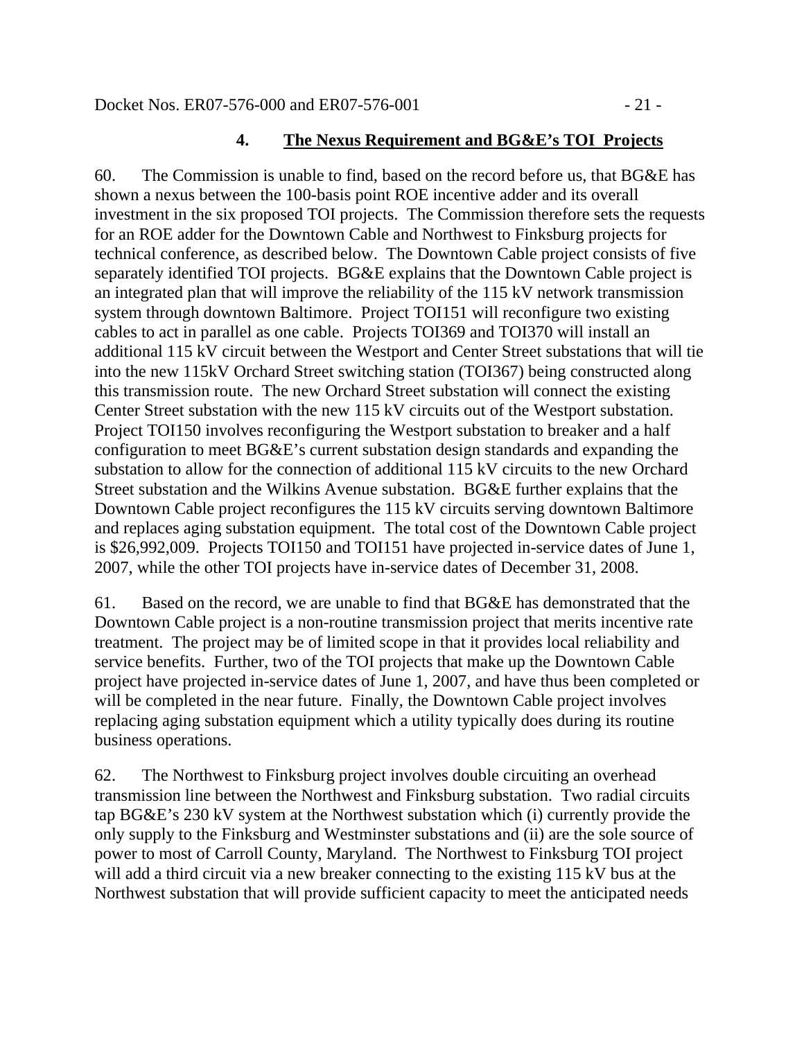### 4. The Nexus Requirement and BG&E's TOI Projects

60. The Commission is unable to find, based on the record before us, that BG&E has shown a nexus between the 100-basis point ROE incentive adder and its overall investment in the six proposed TOI projects. The Commission therefore sets the requests for an ROE adder for the Downtown Cable and Northwest to Finksburg projects for technical conference, as described below. The Downtown Cable project consists of five separately identified TOI projects. BG&E explains that the Downtown Cable project is an integrated plan that will improve the reliability of the 115 kV network transmission system through downtown Baltimore. Project TOI151 will reconfigure two existing cables to act in parallel as one cable. Projects TOI369 and TOI370 will install an additional 115 kV circuit between the Westport and Center Street substations that will tie into the new 115kV Orchard Street switching station (TOI367) being constructed along this transmission route. The new Orchard Street substation will connect the existing Center Street substation with the new 115 kV circuits out of the Westport substation. Project TOI150 involves reconfiguring the Westport substation to breaker and a half configuration to meet BG&E's current substation design standards and expanding the substation to allow for the connection of additional 115 kV circuits to the new Orchard Street substation and the Wilkins Avenue substation. BG&E further explains that the Downtown Cable project reconfigures the 115 kV circuits serving downtown Baltimore and replaces aging substation equipment. The total cost of the Downtown Cable project is $26,992,009. Projects TOI150 and TOI151 have projected in-service dates of June 1, 2007, while the other TOI projects have in-service dates of December 31, 2008.

61. Based on the record, we are unable to find that BG&E has demonstrated that the Downtown Cable project is a non-routine transmission project that merits incentive rate treatment. The project may be of limited scope in that it provides local reliability and service benefits. Further, two of the TOI projects that make up the Downtown Cable project have projected in-service dates of June 1, 2007, and have thus been completed or will be completed in the near future. Finally, the Downtown Cable project involves replacing aging substation equipment which a utility typically does during its routine business operations.

62. The Northwest to Finksburg project involves double circuiting an overhead transmission line between the Northwest and Finksburg substation. Two radial circuits tap BG&E's 230 kV system at the Northwest substation which (i) currently provide the only supply to the Finksburg and Westminster substations and (ii) are the sole source of power to most of Carroll County, Maryland. The Northwest to Finksburg TOI project will add a third circuit via a new breaker connecting to the existing 115 kV bus at the Northwest substation that will provide sufficient capacity to meet the anticipated needs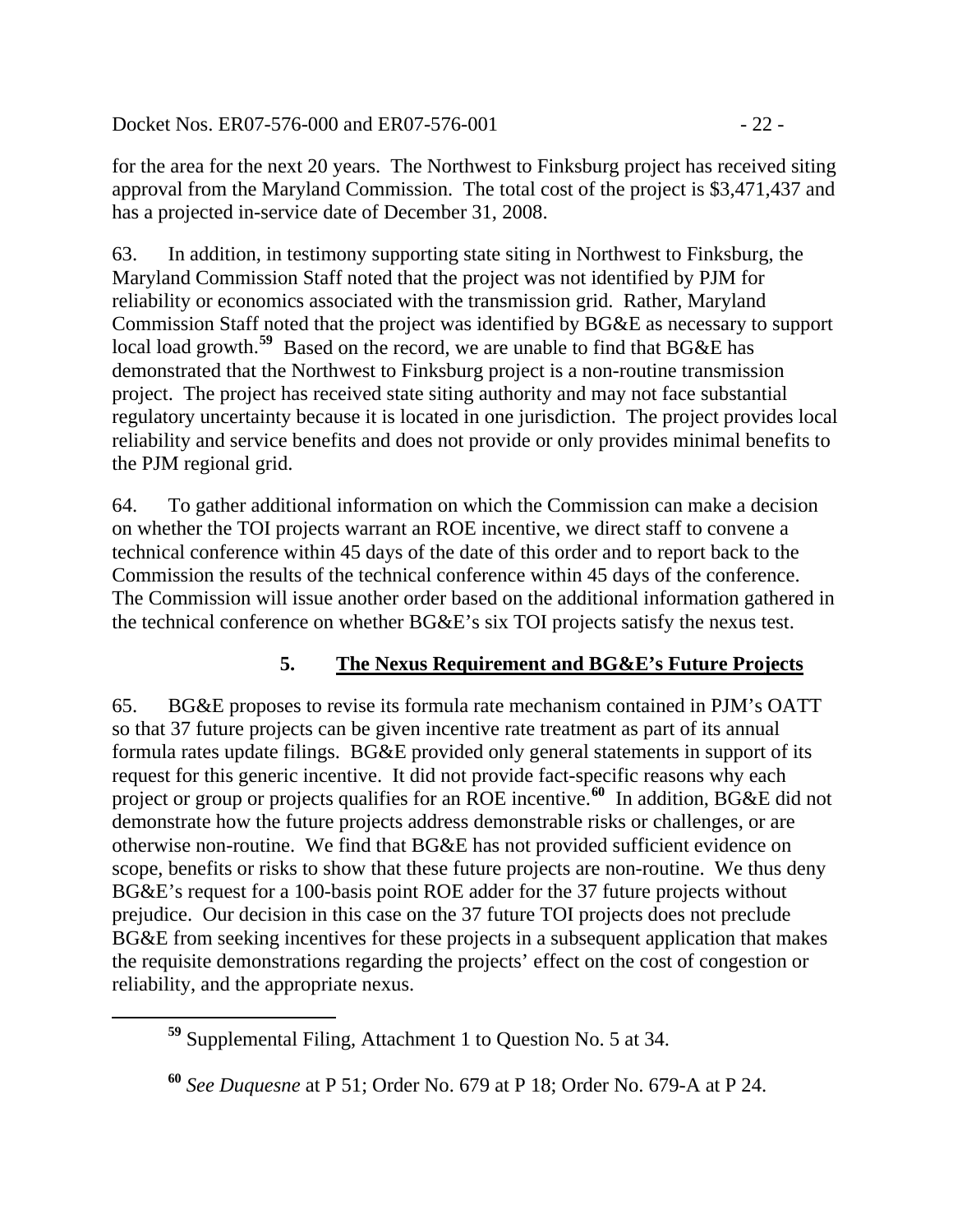for the area for the next 20 years. The Northwest to Finksburg project has received siting approval from the Maryland Commission. The total cost of the project is $3,471,437 and has a projected in-service date of December 31, 2008.

63. In addition, in testimony supporting state siting in Northwest to Finksburg, the Maryland Commission Staff noted that the project was not identified by PJM for reliability or economics associated with the transmission grid. Rather, Maryland Commission Staff noted that the project was identified by BG&E as necessary to support local load growth.[59] Based on the record, we are unable to find that BG&E has demonstrated that the Northwest to Finksburg project is a non-routine transmission project. The project has received state siting authority and may not face substantial regulatory uncertainty because it is located in one jurisdiction. The project provides local reliability and service benefits and does not provide or only provides minimal benefits to the PJM regional grid.

64. To gather additional information on which the Commission can make a decision on whether the TOI projects warrant an ROE incentive, we direct staff to convene a technical conference within 45 days of the date of this order and to report back to the Commission the results of the technical conference within 45 days of the conference. The Commission will issue another order based on the additional information gathered in the technical conference on whether BG&E's six TOI projects satisfy the nexus test.

### 5. The Nexus Requirement and BG&E's Future Projects

65. BG&E proposes to revise its formula rate mechanism contained in PJM's OATT so that 37 future projects can be given incentive rate treatment as part of its annual formula rates update filings. BG&E provided only general statements in support of its request for this generic incentive. It did not provide fact-specific reasons why each project or group or projects qualifies for an ROE incentive.[60] In addition, BG&E did not demonstrate how the future projects address demonstrable risks or challenges, or are otherwise non-routine. We find that BG&E has not provided sufficient evidence on scope, benefits or risks to show that these future projects are non-routine. We thus deny BG&E's request for a 100-basis point ROE adder for the 37 future projects without prejudice. Our decision in this case on the 37 future TOI projects does not preclude BG&E from seeking incentives for these projects in a subsequent application that makes the requisite demonstrations regarding the projects' effect on the cost of congestion or reliability, and the appropriate nexus.

---

[59] Supplemental Filing, Attachment 1 to Question No. 5 at 34.

[60] *See Duquesne* at P 51; Order No. 679 at P 18; Order No. 679-A at P 24.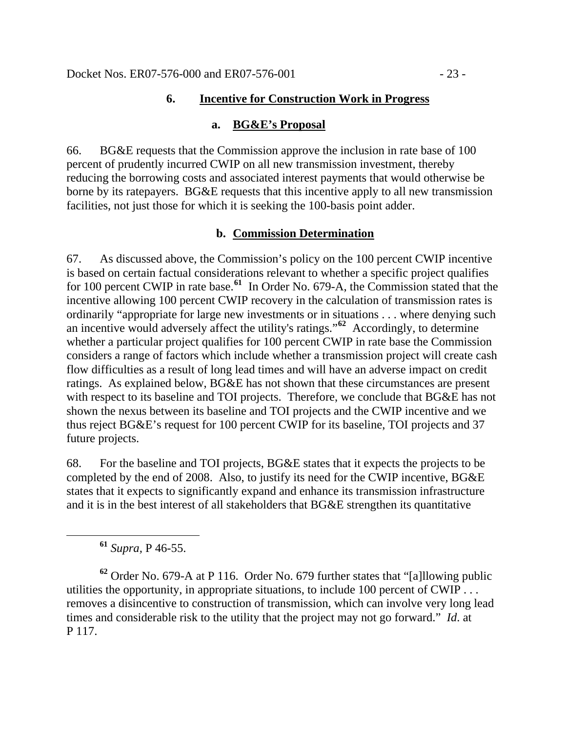### 6. Incentive for Construction Work in Progress

#### a. BG&E's Proposal

66. BG&E requests that the Commission approve the inclusion in rate base of 100 percent of prudently incurred CWIP on all new transmission investment, thereby reducing the borrowing costs and associated interest payments that would otherwise be borne by its ratepayers. BG&E requests that this incentive apply to all new transmission facilities, not just those for which it is seeking the 100-basis point adder.

#### b. Commission Determination

67. As discussed above, the Commission's policy on the 100 percent CWIP incentive is based on certain factual considerations relevant to whether a specific project qualifies for 100 percent CWIP in rate base.[61] In Order No. 679-A, the Commission stated that the incentive allowing 100 percent CWIP recovery in the calculation of transmission rates is ordinarily "appropriate for large new investments or in situations . . . where denying such an incentive would adversely affect the utility's ratings."[62] Accordingly, to determine whether a particular project qualifies for 100 percent CWIP in rate base the Commission considers a range of factors which include whether a transmission project will create cash flow difficulties as a result of long lead times and will have an adverse impact on credit ratings. As explained below, BG&E has not shown that these circumstances are present with respect to its baseline and TOI projects. Therefore, we conclude that BG&E has not shown the nexus between its baseline and TOI projects and the CWIP incentive and we thus reject BG&E's request for 100 percent CWIP for its baseline, TOI projects and 37 future projects.

68. For the baseline and TOI projects, BG&E states that it expects the projects to be completed by the end of 2008. Also, to justify its need for the CWIP incentive, BG&E states that it expects to significantly expand and enhance its transmission infrastructure and it is in the best interest of all stakeholders that BG&E strengthen its quantitative

---

[61] *Supra,* P 46-55.

[62] Order No. 679-A at P 116. Order No. 679 further states that "[a]llowing public utilities the opportunity, in appropriate situations, to include 100 percent of CWIP . . . removes a disincentive to construction of transmission, which can involve very long lead times and considerable risk to the utility that the project may not go forward." *Id.* at P 117.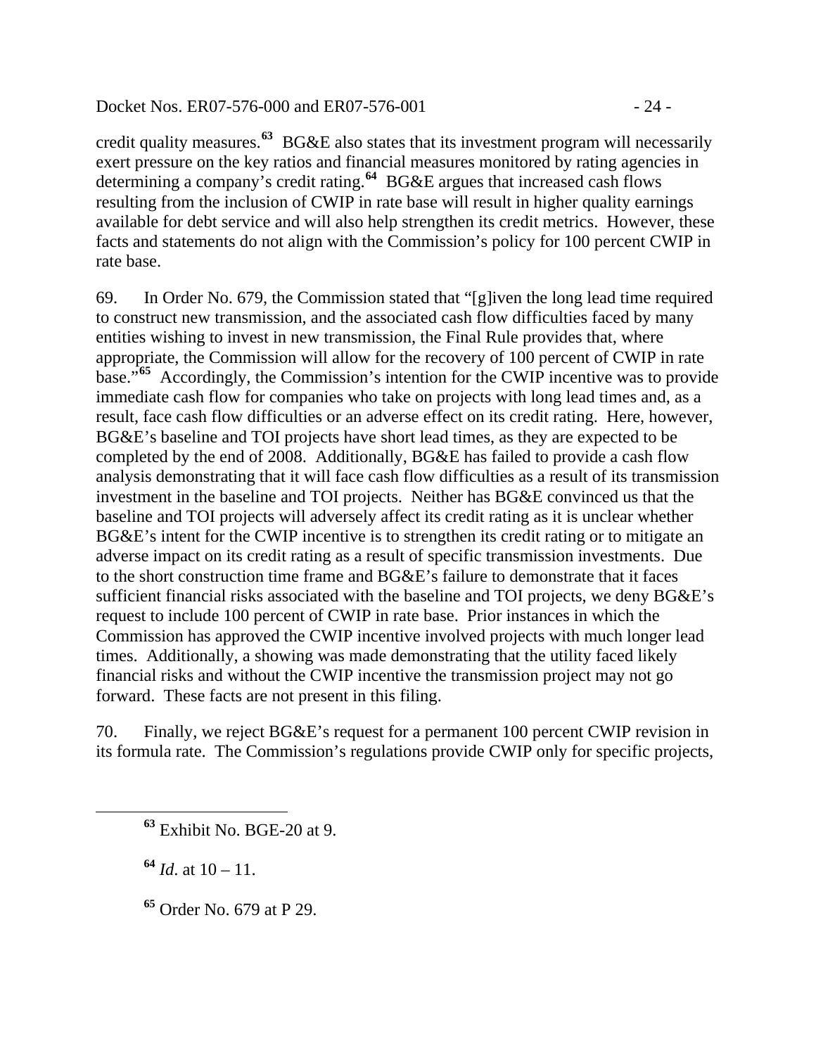credit quality measures.[63] BG&E also states that its investment program will necessarily exert pressure on the key ratios and financial measures monitored by rating agencies in determining a company's credit rating.[64] BG&E argues that increased cash flows resulting from the inclusion of CWIP in rate base will result in higher quality earnings available for debt service and will also help strengthen its credit metrics. However, these facts and statements do not align with the Commission's policy for 100 percent CWIP in rate base.

69. In Order No. 679, the Commission stated that "[g]iven the long lead time required to construct new transmission, and the associated cash flow difficulties faced by many entities wishing to invest in new transmission, the Final Rule provides that, where appropriate, the Commission will allow for the recovery of 100 percent of CWIP in rate base."[65] Accordingly, the Commission's intention for the CWIP incentive was to provide immediate cash flow for companies who take on projects with long lead times and, as a result, face cash flow difficulties or an adverse effect on its credit rating. Here, however, BG&E's baseline and TOI projects have short lead times, as they are expected to be completed by the end of 2008. Additionally, BG&E has failed to provide a cash flow analysis demonstrating that it will face cash flow difficulties as a result of its transmission investment in the baseline and TOI projects. Neither has BG&E convinced us that the baseline and TOI projects will adversely affect its credit rating as it is unclear whether BG&E's intent for the CWIP incentive is to strengthen its credit rating or to mitigate an adverse impact on its credit rating as a result of specific transmission investments. Due to the short construction time frame and BG&E's failure to demonstrate that it faces sufficient financial risks associated with the baseline and TOI projects, we deny BG&E's request to include 100 percent of CWIP in rate base. Prior instances in which the Commission has approved the CWIP incentive involved projects with much longer lead times. Additionally, a showing was made demonstrating that the utility faced likely financial risks and without the CWIP incentive the transmission project may not go forward. These facts are not present in this filing.

70. Finally, we reject BG&E's request for a permanent 100 percent CWIP revision in its formula rate. The Commission's regulations provide CWIP only for specific projects,

---

[63] Exhibit No. BGE-20 at 9.

[64] *Id.* at 10 – 11.

[65] Order No. 679 at P 29.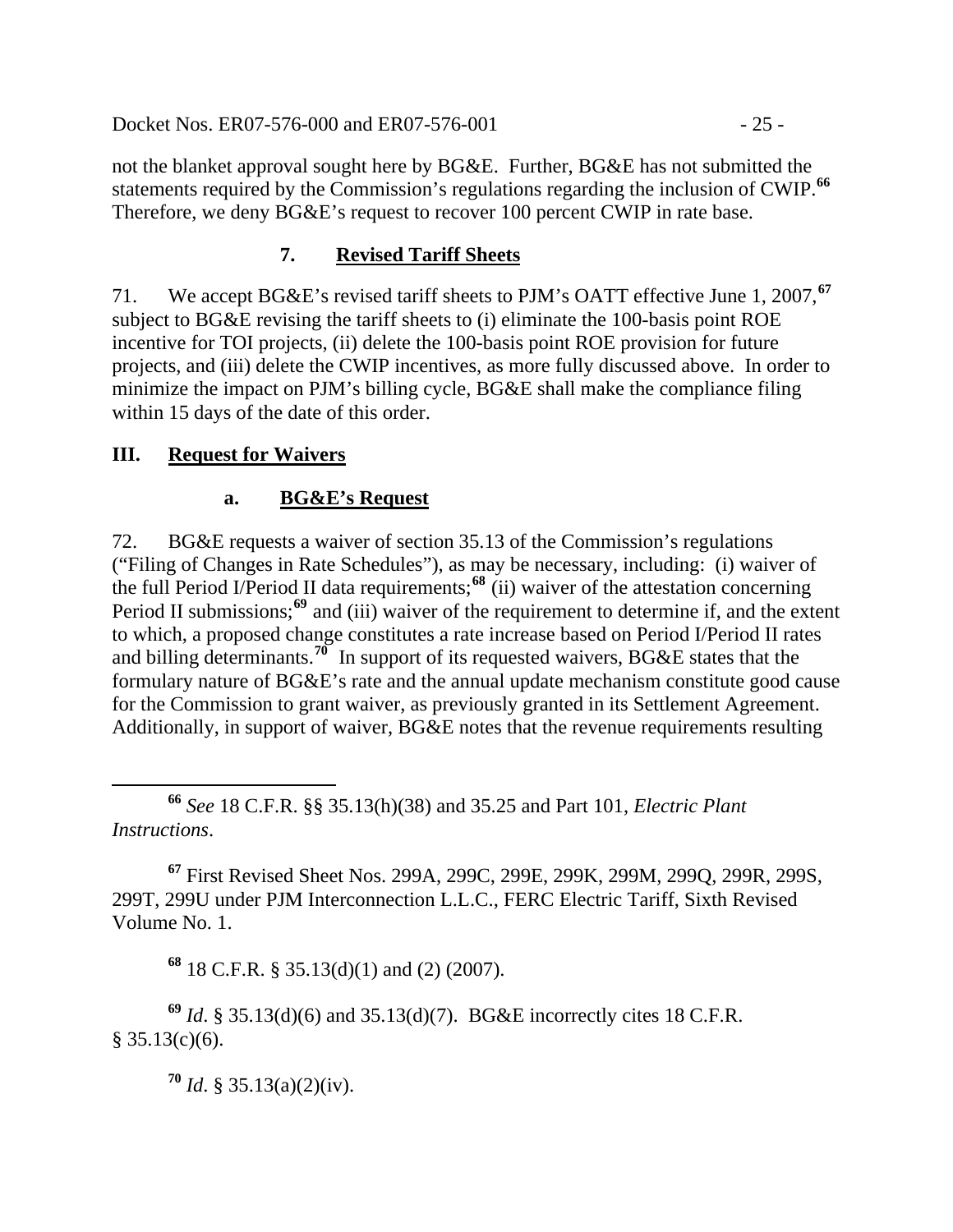not the blanket approval sought here by BG&E. Further, BG&E has not submitted the statements required by the Commission's regulations regarding the inclusion of CWIP.[66] Therefore, we deny BG&E's request to recover 100 percent CWIP in rate base.

### 7. Revised Tariff Sheets

71. We accept BG&E's revised tariff sheets to PJM's OATT effective June 1, 2007,[67] subject to BG&E revising the tariff sheets to (i) eliminate the 100-basis point ROE incentive for TOI projects, (ii) delete the 100-basis point ROE provision for future projects, and (iii) delete the CWIP incentives, as more fully discussed above. In order to minimize the impact on PJM's billing cycle, BG&E shall make the compliance filing within 15 days of the date of this order.

## III. Request for Waivers

### a. BG&E's Request

72. BG&E requests a waiver of section 35.13 of the Commission's regulations ("Filing of Changes in Rate Schedules"), as may be necessary, including: (i) waiver of the full Period I/Period II data requirements;[68] (ii) waiver of the attestation concerning Period II submissions;[69] and (iii) waiver of the requirement to determine if, and the extent to which, a proposed change constitutes a rate increase based on Period I/Period II rates and billing determinants.[70] In support of its requested waivers, BG&E states that the formulary nature of BG&E's rate and the annual update mechanism constitute good cause for the Commission to grant waiver, as previously granted in its Settlement Agreement. Additionally, in support of waiver, BG&E notes that the revenue requirements resulting

---

[66] *See* 18 C.F.R. §§ 35.13(h)(38) and 35.25 and Part 101, *Electric Plant Instructions*.

[67] First Revised Sheet Nos. 299A, 299C, 299E, 299K, 299M, 299Q, 299R, 299S, 299T, 299U under PJM Interconnection L.L.C., FERC Electric Tariff, Sixth Revised Volume No. 1.

[68] 18 C.F.R. § 35.13(d)(1) and (2) (2007).

[69] *Id*. § 35.13(d)(6) and 35.13(d)(7). BG&E incorrectly cites 18 C.F.R. § 35.13(c)(6).

[70] *Id*. § 35.13(a)(2)(iv).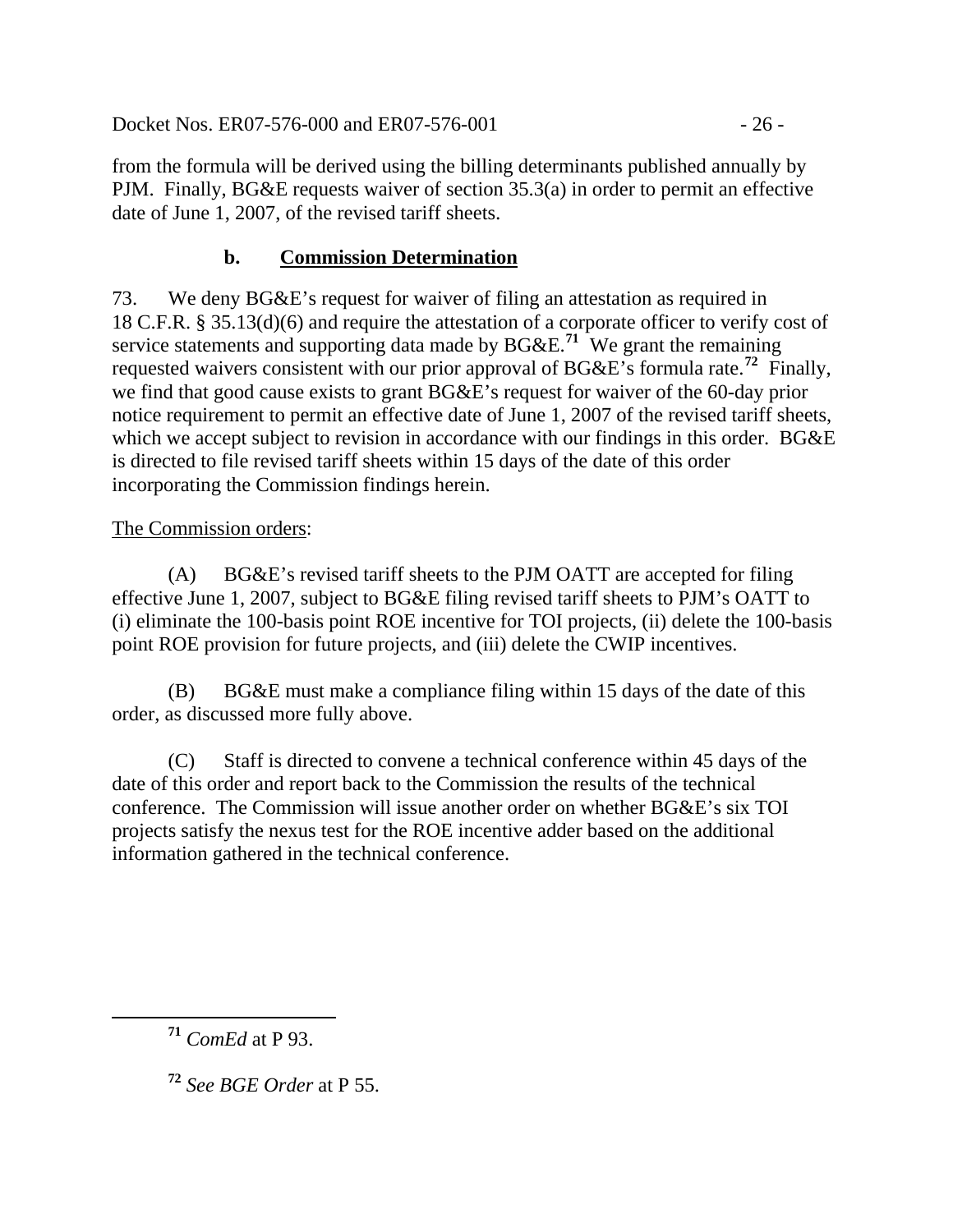from the formula will be derived using the billing determinants published annually by PJM. Finally, BG&E requests waiver of section 35.3(a) in order to permit an effective date of June 1, 2007, of the revised tariff sheets.

### b. Commission Determination

73. We deny BG&E's request for waiver of filing an attestation as required in 18 C.F.R. § 35.13(d)(6) and require the attestation of a corporate officer to verify cost of service statements and supporting data made by BG&E.[71] We grant the remaining requested waivers consistent with our prior approval of BG&E's formula rate.[72] Finally, we find that good cause exists to grant BG&E's request for waiver of the 60-day prior notice requirement to permit an effective date of June 1, 2007 of the revised tariff sheets, which we accept subject to revision in accordance with our findings in this order. BG&E is directed to file revised tariff sheets within 15 days of the date of this order incorporating the Commission findings herein.

The Commission orders:

(A) BG&E's revised tariff sheets to the PJM OATT are accepted for filing effective June 1, 2007, subject to BG&E filing revised tariff sheets to PJM's OATT to (i) eliminate the 100-basis point ROE incentive for TOI projects, (ii) delete the 100-basis point ROE provision for future projects, and (iii) delete the CWIP incentives.

(B) BG&E must make a compliance filing within 15 days of the date of this order, as discussed more fully above.

(C) Staff is directed to convene a technical conference within 45 days of the date of this order and report back to the Commission the results of the technical conference. The Commission will issue another order on whether BG&E's six TOI projects satisfy the nexus test for the ROE incentive adder based on the additional information gathered in the technical conference.

---

[71] *ComEd* at P 93.

[72] *See BGE Order* at P 55.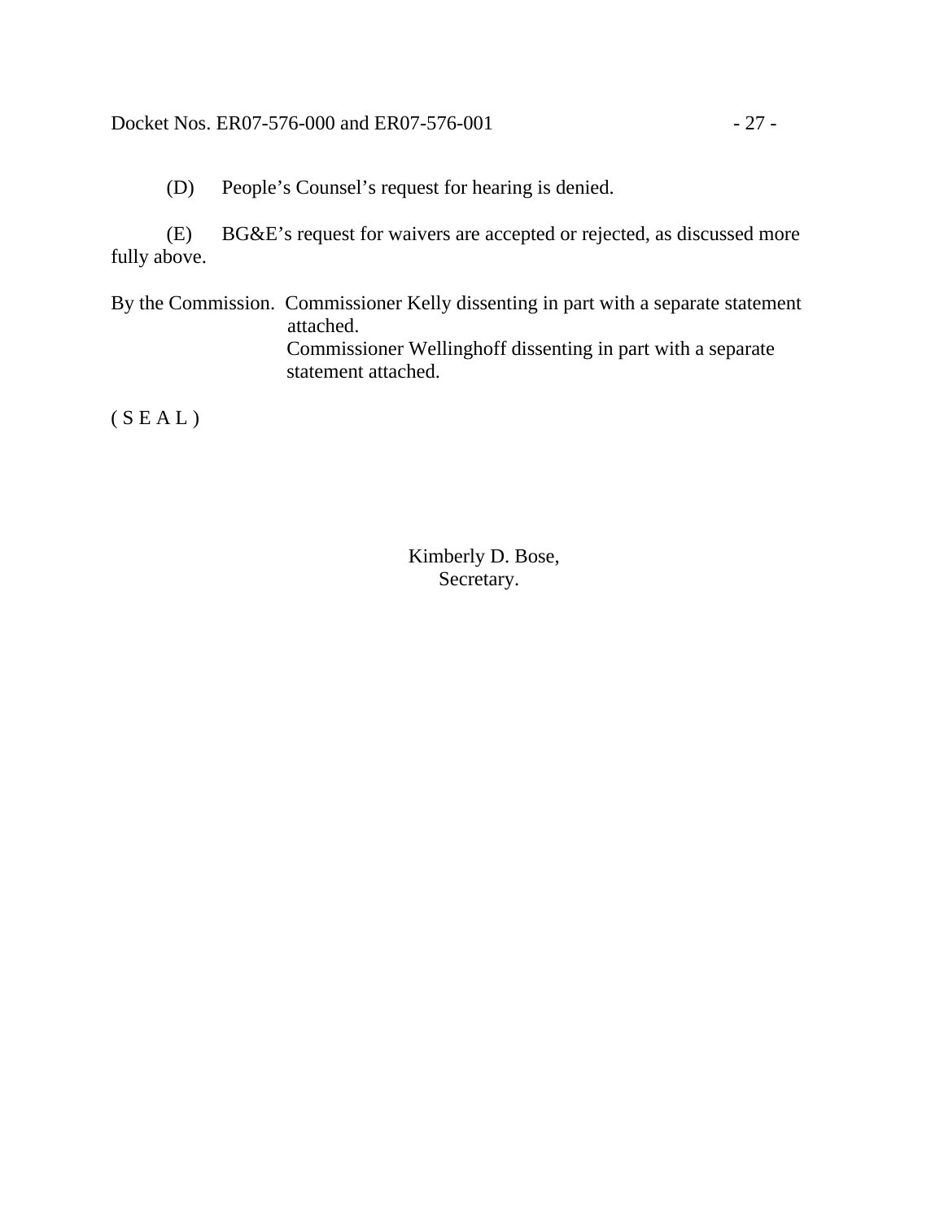(D) People's Counsel's request for hearing is denied.

(E) BG&E's request for waivers are accepted or rejected, as discussed more fully above.

By the Commission. Commissioner Kelly dissenting in part with a separate statement attached.
Commissioner Wellinghoff dissenting in part with a separate statement attached.

( S E A L )

Kimberly D. Bose,
Secretary.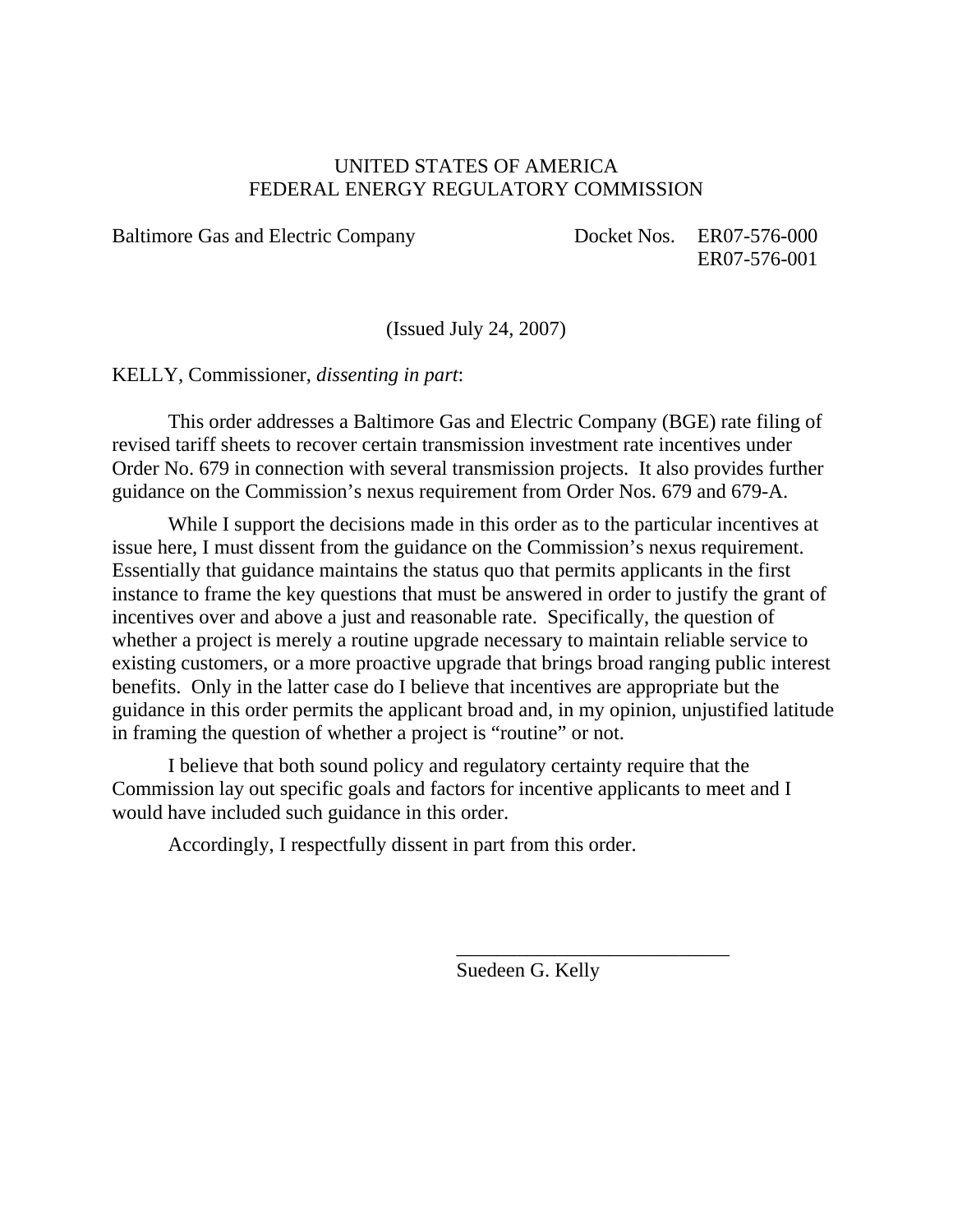UNITED STATES OF AMERICA
FEDERAL ENERGY REGULATORY COMMISSION

Baltimore Gas and Electric Company Docket Nos. ER07-576-000
ER07-576-001

(Issued July 24, 2007)

KELLY, Commissioner, *dissenting in part*:

This order addresses a Baltimore Gas and Electric Company (BGE) rate filing of revised tariff sheets to recover certain transmission investment rate incentives under Order No. 679 in connection with several transmission projects. It also provides further guidance on the Commission's nexus requirement from Order Nos. 679 and 679-A.

While I support the decisions made in this order as to the particular incentives at issue here, I must dissent from the guidance on the Commission's nexus requirement. Essentially that guidance maintains the status quo that permits applicants in the first instance to frame the key questions that must be answered in order to justify the grant of incentives over and above a just and reasonable rate. Specifically, the question of whether a project is merely a routine upgrade necessary to maintain reliable service to existing customers, or a more proactive upgrade that brings broad ranging public interest benefits. Only in the latter case do I believe that incentives are appropriate but the guidance in this order permits the applicant broad and, in my opinion, unjustified latitude in framing the question of whether a project is "routine" or not.

I believe that both sound policy and regulatory certainty require that the Commission lay out specific goals and factors for incentive applicants to meet and I would have included such guidance in this order.

Accordingly, I respectfully dissent in part from this order.

\_\_\_\_\_\_\_\_\_\_\_\_\_\_\_\_\_\_\_\_\_\_\_\_\_\_\_\_
Suedeen G. Kelly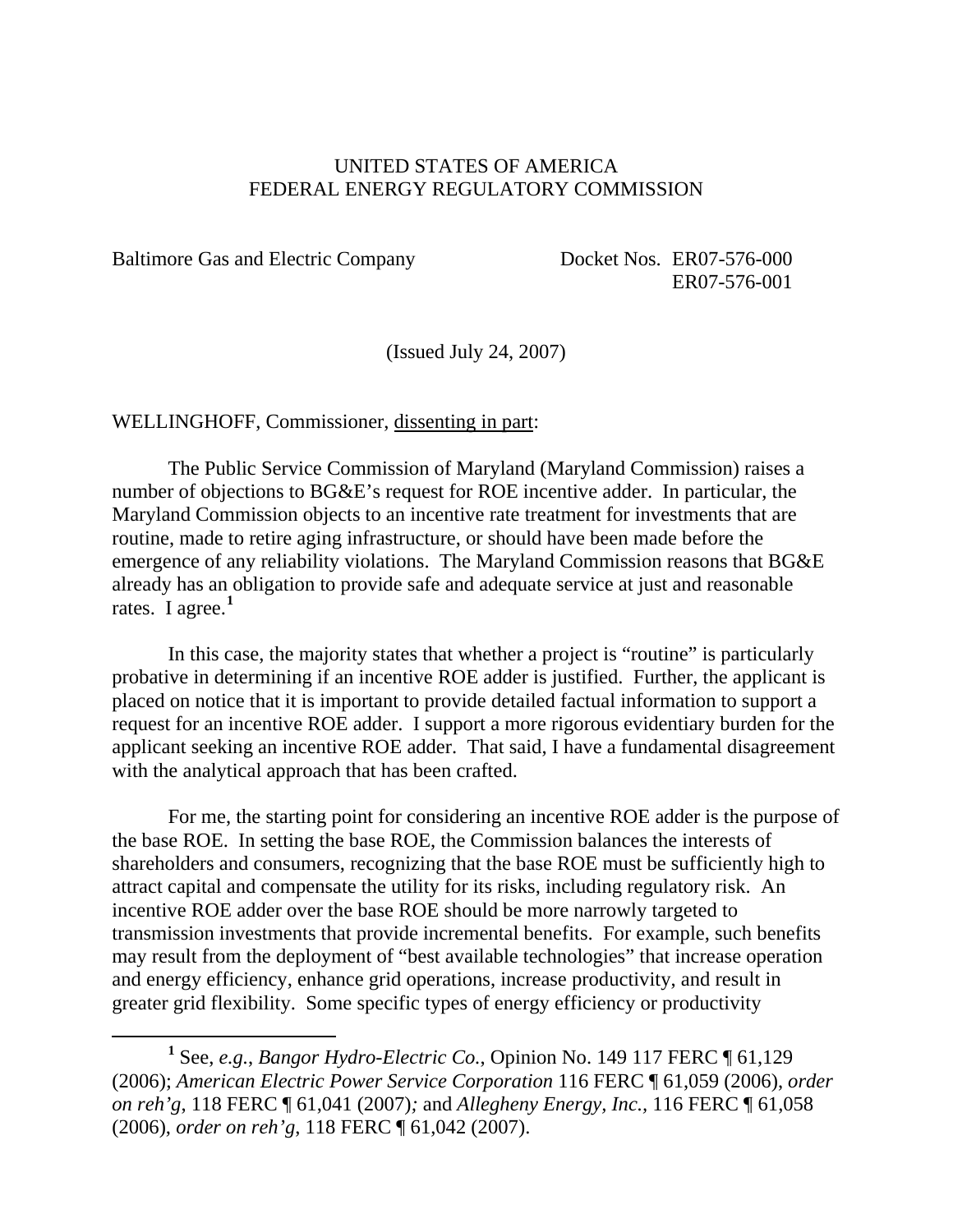UNITED STATES OF AMERICA
FEDERAL ENERGY REGULATORY COMMISSION

Baltimore Gas and Electric Company Docket Nos. ER07-576-000
ER07-576-001

(Issued July 24, 2007)

WELLINGHOFF, Commissioner, dissenting in part:

The Public Service Commission of Maryland (Maryland Commission) raises a number of objections to BG&E's request for ROE incentive adder. In particular, the Maryland Commission objects to an incentive rate treatment for investments that are routine, made to retire aging infrastructure, or should have been made before the emergence of any reliability violations. The Maryland Commission reasons that BG&E already has an obligation to provide safe and adequate service at just and reasonable rates. I agree.[1]

In this case, the majority states that whether a project is "routine" is particularly probative in determining if an incentive ROE adder is justified. Further, the applicant is placed on notice that it is important to provide detailed factual information to support a request for an incentive ROE adder. I support a more rigorous evidentiary burden for the applicant seeking an incentive ROE adder. That said, I have a fundamental disagreement with the analytical approach that has been crafted.

For me, the starting point for considering an incentive ROE adder is the purpose of the base ROE. In setting the base ROE, the Commission balances the interests of shareholders and consumers, recognizing that the base ROE must be sufficiently high to attract capital and compensate the utility for its risks, including regulatory risk. An incentive ROE adder over the base ROE should be more narrowly targeted to transmission investments that provide incremental benefits. For example, such benefits may result from the deployment of "best available technologies" that increase operation and energy efficiency, enhance grid operations, increase productivity, and result in greater grid flexibility. Some specific types of energy efficiency or productivity

[1] See, *e.g.*, *Bangor Hydro-Electric Co.*, Opinion No. 149 117 FERC ¶ 61,129 (2006); *American Electric Power Service Corporation* 116 FERC ¶ 61,059 (2006), *order on reh'g*, 118 FERC ¶ 61,041 (2007)*;* and *Allegheny Energy, Inc.*, 116 FERC ¶ 61,058 (2006), *order on reh'g*, 118 FERC ¶ 61,042 (2007).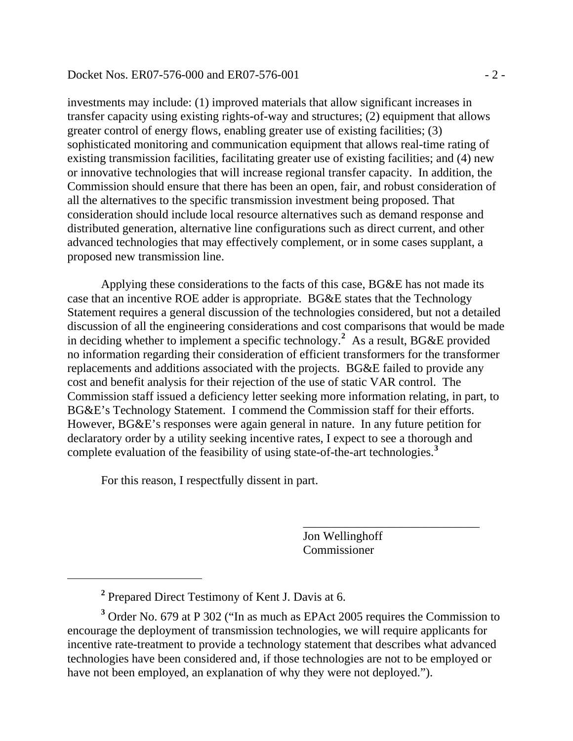investments may include: (1) improved materials that allow significant increases in transfer capacity using existing rights-of-way and structures; (2) equipment that allows greater control of energy flows, enabling greater use of existing facilities; (3) sophisticated monitoring and communication equipment that allows real-time rating of existing transmission facilities, facilitating greater use of existing facilities; and (4) new or innovative technologies that will increase regional transfer capacity. In addition, the Commission should ensure that there has been an open, fair, and robust consideration of all the alternatives to the specific transmission investment being proposed. That consideration should include local resource alternatives such as demand response and distributed generation, alternative line configurations such as direct current, and other advanced technologies that may effectively complement, or in some cases supplant, a proposed new transmission line.

Applying these considerations to the facts of this case, BG&E has not made its case that an incentive ROE adder is appropriate. BG&E states that the Technology Statement requires a general discussion of the technologies considered, but not a detailed discussion of all the engineering considerations and cost comparisons that would be made in deciding whether to implement a specific technology.[2] As a result, BG&E provided no information regarding their consideration of efficient transformers for the transformer replacements and additions associated with the projects. BG&E failed to provide any cost and benefit analysis for their rejection of the use of static VAR control. The Commission staff issued a deficiency letter seeking more information relating, in part, to BG&E's Technology Statement. I commend the Commission staff for their efforts. However, BG&E's responses were again general in nature. In any future petition for declaratory order by a utility seeking incentive rates, I expect to see a thorough and complete evaluation of the feasibility of using state-of-the-art technologies.[3]

For this reason, I respectfully dissent in part.

______________________________
Jon Wellinghoff
Commissioner

[2] Prepared Direct Testimony of Kent J. Davis at 6.

[3] Order No. 679 at P 302 ("In as much as EPAct 2005 requires the Commission to encourage the deployment of transmission technologies, we will require applicants for incentive rate-treatment to provide a technology statement that describes what advanced technologies have been considered and, if those technologies are not to be employed or have not been employed, an explanation of why they were not deployed.").